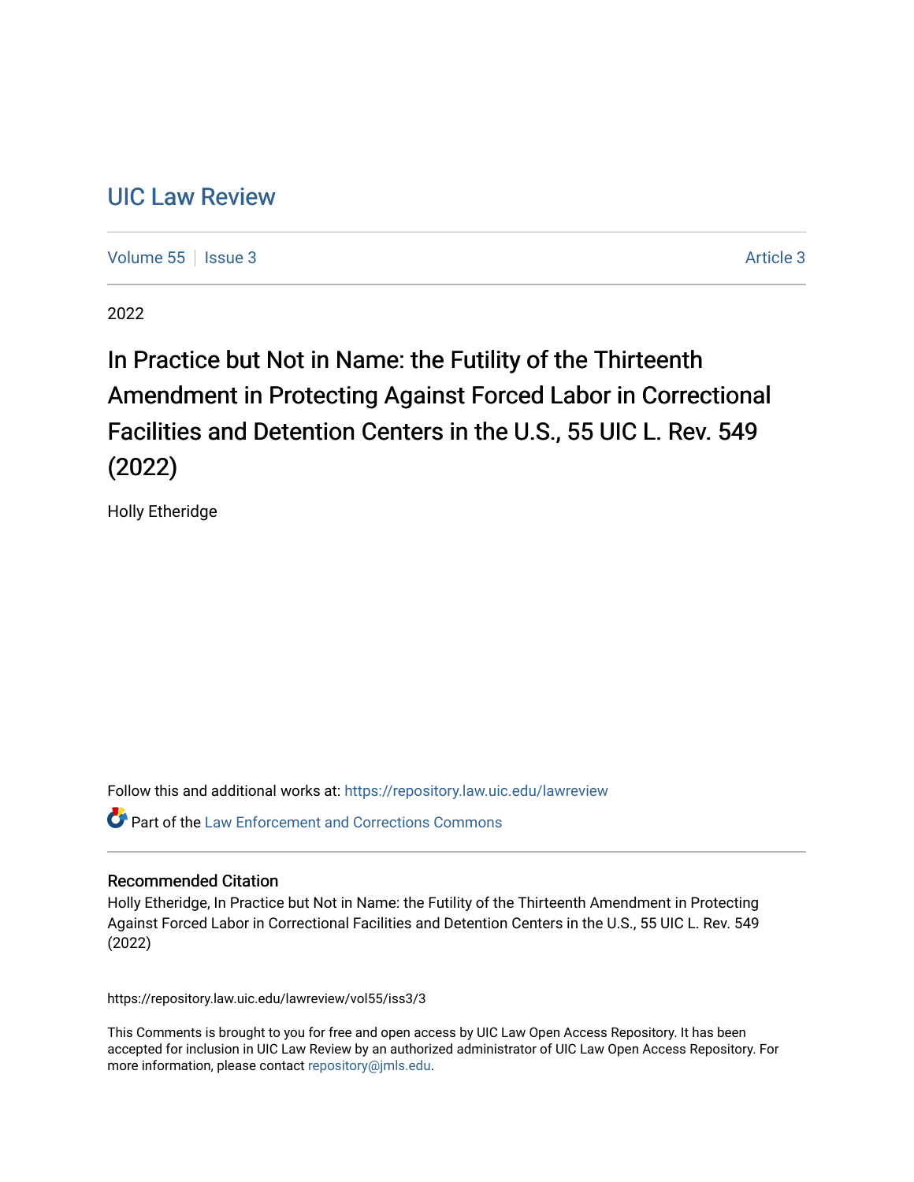# UIC Law Review

Volume 55 | Issue 3 | Article 3

2022

## In Practice but Not in Name: the Futility of the Thirteenth Amendment in Protecting Against Forced Labor in Correctional Facilities and Detention Centers in the U.S., 55 UIC L. Rev. 549 (2022)

Holly Etheridge

Follow this and additional works at: https://repository.law.uic.edu/lawreview

Part of the Law Enforcement and Corrections Commons

### Recommended Citation

Holly Etheridge, In Practice but Not in Name: the Futility of the Thirteenth Amendment in Protecting Against Forced Labor in Correctional Facilities and Detention Centers in the U.S., 55 UIC L. Rev. 549 (2022)

https://repository.law.uic.edu/lawreview/vol55/iss3/3

This Comments is brought to you for free and open access by UIC Law Open Access Repository. It has been accepted for inclusion in UIC Law Review by an authorized administrator of UIC Law Open Access Repository. For more information, please contact repository@jmls.edu.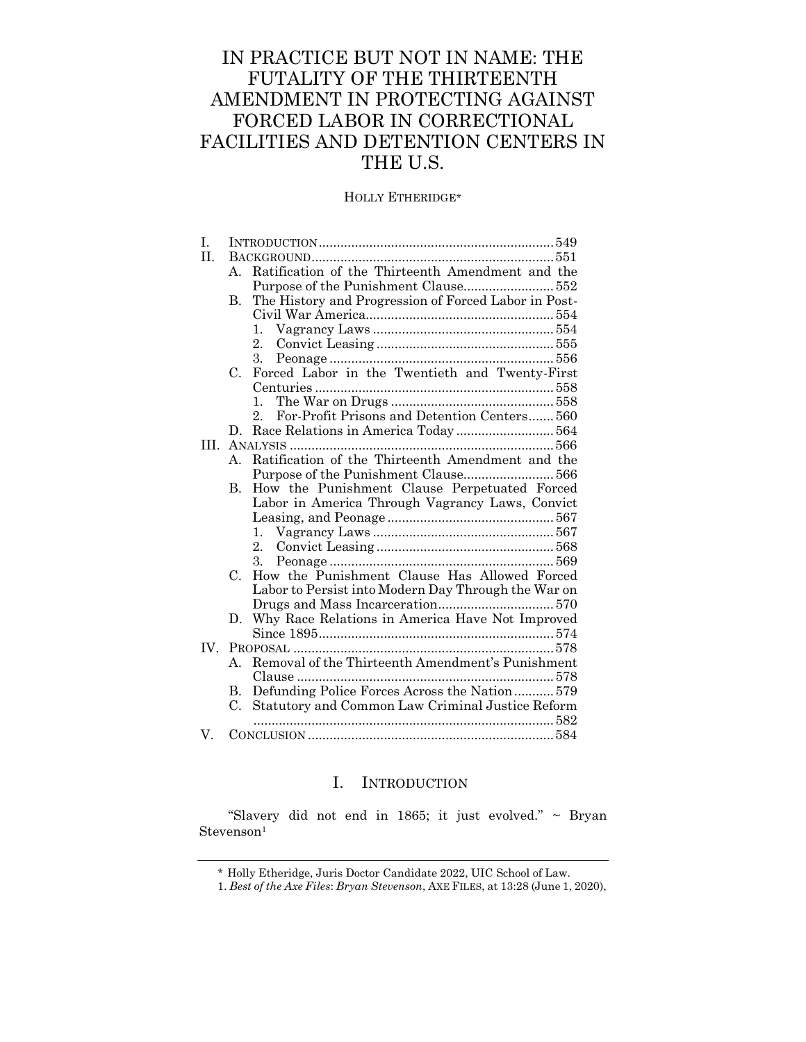# IN PRACTICE BUT NOT IN NAME: THE FUTALITY OF THE THIRTEENTH AMENDMENT IN PROTECTING AGAINST FORCED LABOR IN CORRECTIONAL FACILITIES AND DETENTION CENTERS IN THE U.S.

HOLLY ETHERIDGE*

I. INTRODUCTION .......... 549
II. BACKGROUND .......... 551
  A. Ratification of the Thirteenth Amendment and the Purpose of the Punishment Clause .......... 552
  B. The History and Progression of Forced Labor in Post-Civil War America .......... 554
    1. Vagrancy Laws .......... 554
    2. Convict Leasing .......... 555
    3. Peonage .......... 556
  C. Forced Labor in the Twentieth and Twenty-First Centuries .......... 558
    1. The War on Drugs .......... 558
    2. For-Profit Prisons and Detention Centers .......... 560
  D. Race Relations in America Today .......... 564
III. ANALYSIS .......... 566
  A. Ratification of the Thirteenth Amendment and the Purpose of the Punishment Clause .......... 566
  B. How the Punishment Clause Perpetuated Forced Labor in America Through Vagrancy Laws, Convict Leasing, and Peonage .......... 567
    1. Vagrancy Laws .......... 567
    2. Convict Leasing .......... 568
    3. Peonage .......... 569
  C. How the Punishment Clause Has Allowed Forced Labor to Persist into Modern Day Through the War on Drugs and Mass Incarceration .......... 570
  D. Why Race Relations in America Have Not Improved Since 1895 .......... 574
IV. PROPOSAL .......... 578
  A. Removal of the Thirteenth Amendment's Punishment Clause .......... 578
  B. Defunding Police Forces Across the Nation .......... 579
  C. Statutory and Common Law Criminal Justice Reform .......... 582
V. CONCLUSION .......... 584

## I. INTRODUCTION

"Slavery did not end in 1865; it just evolved." ~ Bryan Stevenson[1]

---

\* Holly Etheridge, Juris Doctor Candidate 2022, UIC School of Law.

1. *Best of the Axe Files*: *Bryan Stevenson*, AXE FILES, at 13:28 (June 1, 2020),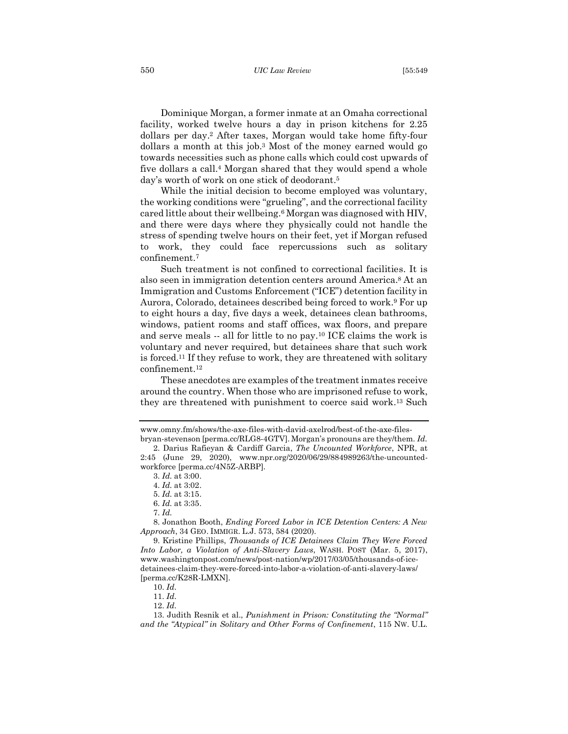Dominique Morgan, a former inmate at an Omaha correctional facility, worked twelve hours a day in prison kitchens for 2.25 dollars per day.[2] After taxes, Morgan would take home fifty-four dollars a month at this job.[3] Most of the money earned would go towards necessities such as phone calls which could cost upwards of five dollars a call.[4] Morgan shared that they would spend a whole day's worth of work on one stick of deodorant.[5]

While the initial decision to become employed was voluntary, the working conditions were "grueling", and the correctional facility cared little about their wellbeing.[6] Morgan was diagnosed with HIV, and there were days where they physically could not handle the stress of spending twelve hours on their feet, yet if Morgan refused to work, they could face repercussions such as solitary confinement.[7]

Such treatment is not confined to correctional facilities. It is also seen in immigration detention centers around America.[8] At an Immigration and Customs Enforcement ("ICE") detention facility in Aurora, Colorado, detainees described being forced to work.[9] For up to eight hours a day, five days a week, detainees clean bathrooms, windows, patient rooms and staff offices, wax floors, and prepare and serve meals -- all for little to no pay.[10] ICE claims the work is voluntary and never required, but detainees share that such work is forced.[11] If they refuse to work, they are threatened with solitary confinement.[12]

These anecdotes are examples of the treatment inmates receive around the country. When those who are imprisoned refuse to work, they are threatened with punishment to coerce said work.[13] Such

---

www.omny.fm/shows/the-axe-files-with-david-axelrod/best-of-the-axe-files-bryan-stevenson [perma.cc/RLG8-4GTV]. Morgan's pronouns are they/them. *Id.*

2. Darius Rafieyan & Cardiff Garcia, *The Uncounted Workforce*, NPR, at 2:45 (June 29, 2020), www.npr.org/2020/06/29/884989263/the-uncounted-workforce [perma.cc/4N5Z-ARBP].

3. *Id.* at 3:00.

4. *Id.* at 3:02.

5. *Id.* at 3:15.

6. *Id.* at 3:35.

7. *Id.*

8. Jonathon Booth, *Ending Forced Labor in ICE Detention Centers: A New Approach*, 34 GEO. IMMIGR. L.J. 573, 584 (2020).

9. Kristine Phillips, *Thousands of ICE Detainees Claim They Were Forced Into Labor, a Violation of Anti-Slavery Laws*, WASH. POST (Mar. 5, 2017), www.washingtonpost.com/news/post-nation/wp/2017/03/05/thousands-of-ice-detainees-claim-they-were-forced-into-labor-a-violation-of-anti-slavery-laws/ [perma.cc/K28R-LMXN].

10. *Id.*

11. *Id.*

12. *Id.*

13. Judith Resnik et al., *Punishment in Prison: Constituting the "Normal" and the "Atypical" in Solitary and Other Forms of Confinement*, 115 NW. U.L.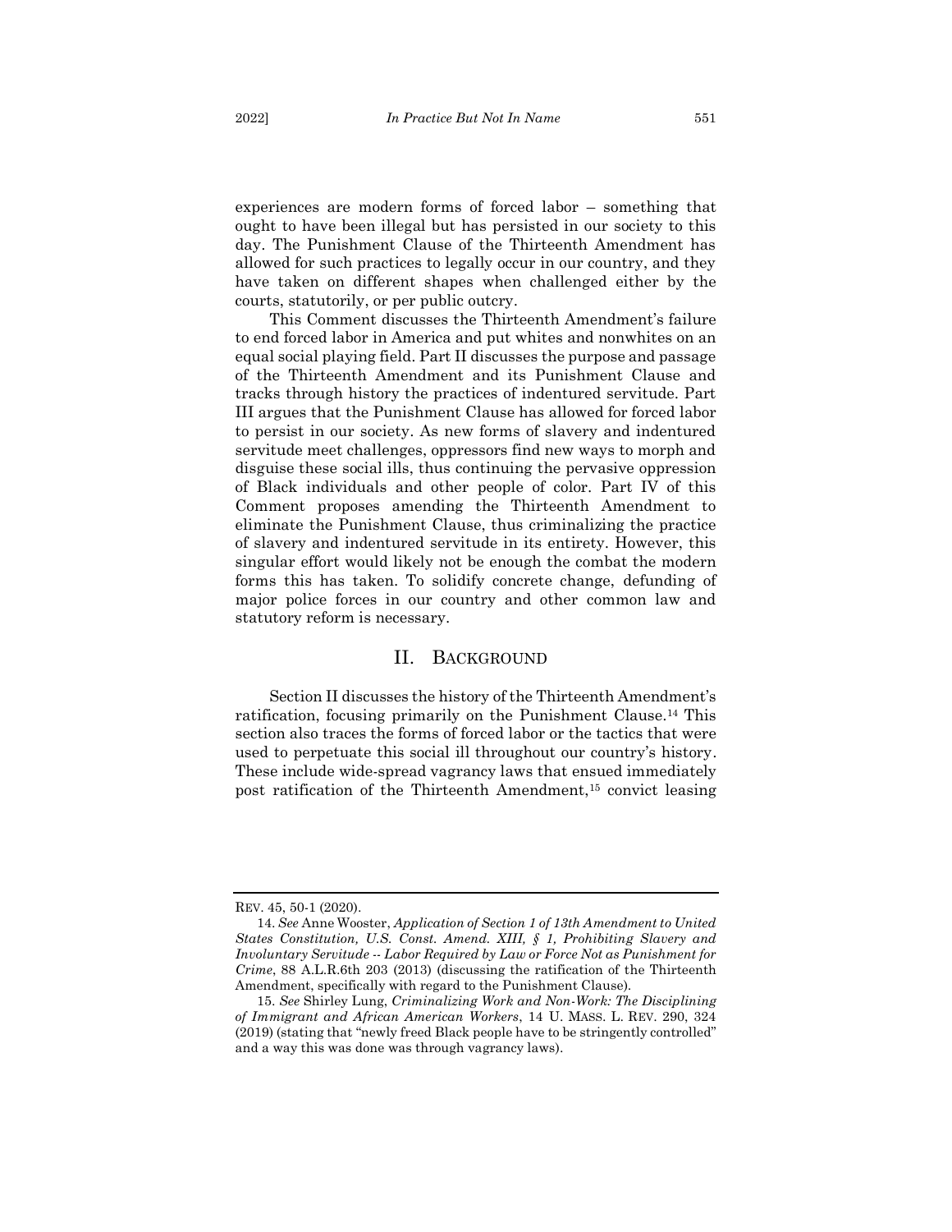experiences are modern forms of forced labor – something that ought to have been illegal but has persisted in our society to this day. The Punishment Clause of the Thirteenth Amendment has allowed for such practices to legally occur in our country, and they have taken on different shapes when challenged either by the courts, statutorily, or per public outcry.

This Comment discusses the Thirteenth Amendment's failure to end forced labor in America and put whites and nonwhites on an equal social playing field. Part II discusses the purpose and passage of the Thirteenth Amendment and its Punishment Clause and tracks through history the practices of indentured servitude. Part III argues that the Punishment Clause has allowed for forced labor to persist in our society. As new forms of slavery and indentured servitude meet challenges, oppressors find new ways to morph and disguise these social ills, thus continuing the pervasive oppression of Black individuals and other people of color. Part IV of this Comment proposes amending the Thirteenth Amendment to eliminate the Punishment Clause, thus criminalizing the practice of slavery and indentured servitude in its entirety. However, this singular effort would likely not be enough the combat the modern forms this has taken. To solidify concrete change, defunding of major police forces in our country and other common law and statutory reform is necessary.

## II. BACKGROUND

Section II discusses the history of the Thirteenth Amendment's ratification, focusing primarily on the Punishment Clause.[14] This section also traces the forms of forced labor or the tactics that were used to perpetuate this social ill throughout our country's history. These include wide-spread vagrancy laws that ensued immediately post ratification of the Thirteenth Amendment,[15] convict leasing

---

REV. 45, 50-1 (2020).

14. *See* Anne Wooster, *Application of Section 1 of 13th Amendment to United States Constitution, U.S. Const. Amend. XIII, § 1, Prohibiting Slavery and Involuntary Servitude -- Labor Required by Law or Force Not as Punishment for Crime*, 88 A.L.R.6th 203 (2013) (discussing the ratification of the Thirteenth Amendment, specifically with regard to the Punishment Clause).

15. *See* Shirley Lung, *Criminalizing Work and Non-Work: The Disciplining of Immigrant and African American Workers*, 14 U. MASS. L. REV. 290, 324 (2019) (stating that "newly freed Black people have to be stringently controlled" and a way this was done was through vagrancy laws).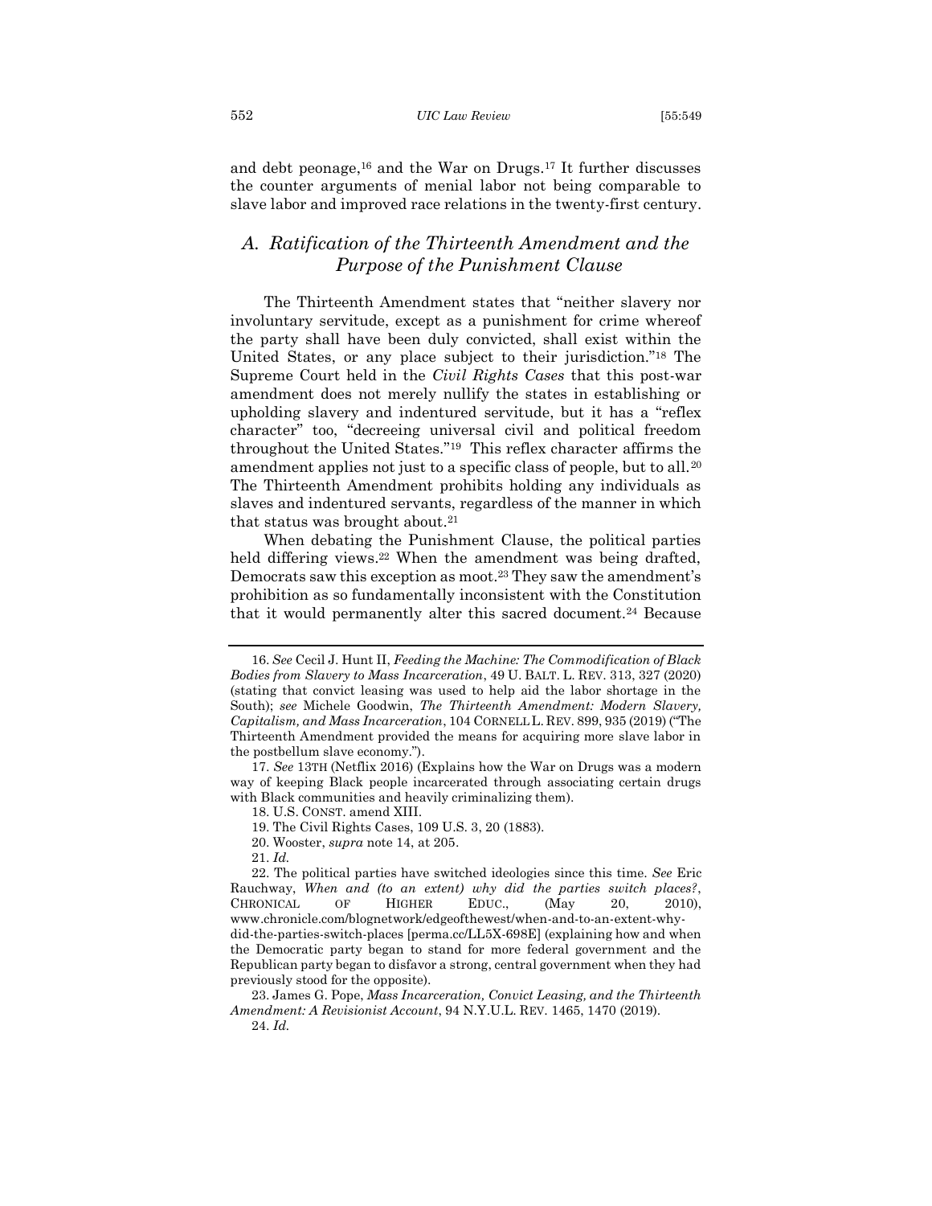and debt peonage,[16] and the War on Drugs.[17] It further discusses the counter arguments of menial labor not being comparable to slave labor and improved race relations in the twenty-first century.

## *A. Ratification of the Thirteenth Amendment and the Purpose of the Punishment Clause*

The Thirteenth Amendment states that "neither slavery nor involuntary servitude, except as a punishment for crime whereof the party shall have been duly convicted, shall exist within the United States, or any place subject to their jurisdiction."[18] The Supreme Court held in the *Civil Rights Cases* that this post-war amendment does not merely nullify the states in establishing or upholding slavery and indentured servitude, but it has a "reflex character" too, "decreeing universal civil and political freedom throughout the United States."[19] This reflex character affirms the amendment applies not just to a specific class of people, but to all.[20] The Thirteenth Amendment prohibits holding any individuals as slaves and indentured servants, regardless of the manner in which that status was brought about.[21]

When debating the Punishment Clause, the political parties held differing views.[22] When the amendment was being drafted, Democrats saw this exception as moot.[23] They saw the amendment's prohibition as so fundamentally inconsistent with the Constitution that it would permanently alter this sacred document.[24] Because

---

16. *See* Cecil J. Hunt II, *Feeding the Machine: The Commodification of Black Bodies from Slavery to Mass Incarceration*, 49 U. BALT. L. REV. 313, 327 (2020) (stating that convict leasing was used to help aid the labor shortage in the South); *see* Michele Goodwin, *The Thirteenth Amendment: Modern Slavery, Capitalism, and Mass Incarceration*, 104 CORNELL L. REV. 899, 935 (2019) ("The Thirteenth Amendment provided the means for acquiring more slave labor in the postbellum slave economy.").

17. *See* 13TH (Netflix 2016) (Explains how the War on Drugs was a modern way of keeping Black people incarcerated through associating certain drugs with Black communities and heavily criminalizing them).

18. U.S. CONST. amend XIII.

19. The Civil Rights Cases, 109 U.S. 3, 20 (1883).

20. Wooster, *supra* note 14, at 205.

21. *Id.*

22. The political parties have switched ideologies since this time. *See* Eric Rauchway, *When and (to an extent) why did the parties switch places?*, CHRONICAL OF HIGHER EDUC., (May 20, 2010), www.chronicle.com/blognetwork/edgeofthewest/when-and-to-an-extent-why-did-the-parties-switch-places [perma.cc/LL5X-698E] (explaining how and when the Democratic party began to stand for more federal government and the Republican party began to disfavor a strong, central government when they had previously stood for the opposite).

23. James G. Pope, *Mass Incarceration, Convict Leasing, and the Thirteenth Amendment: A Revisionist Account*, 94 N.Y.U.L. REV. 1465, 1470 (2019).

24. *Id.*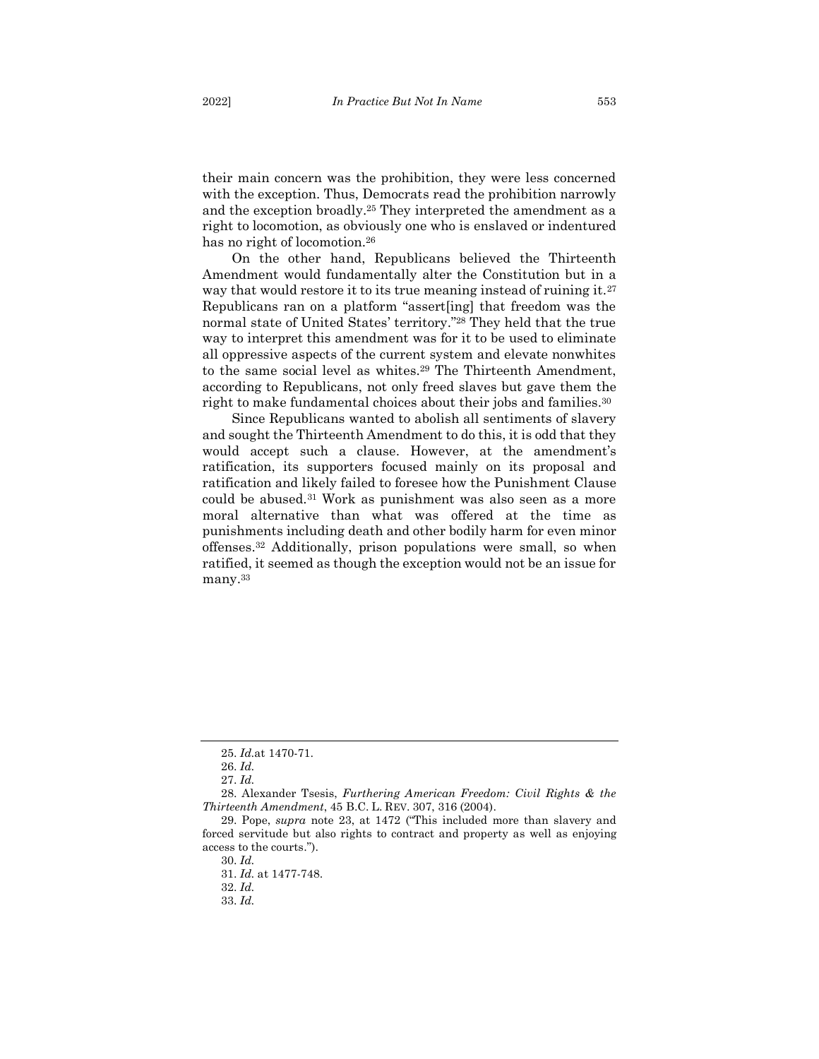their main concern was the prohibition, they were less concerned with the exception. Thus, Democrats read the prohibition narrowly and the exception broadly.[25] They interpreted the amendment as a right to locomotion, as obviously one who is enslaved or indentured has no right of locomotion.[26]

On the other hand, Republicans believed the Thirteenth Amendment would fundamentally alter the Constitution but in a way that would restore it to its true meaning instead of ruining it.[27] Republicans ran on a platform "assert[ing] that freedom was the normal state of United States' territory."[28] They held that the true way to interpret this amendment was for it to be used to eliminate all oppressive aspects of the current system and elevate nonwhites to the same social level as whites.[29] The Thirteenth Amendment, according to Republicans, not only freed slaves but gave them the right to make fundamental choices about their jobs and families.[30]

Since Republicans wanted to abolish all sentiments of slavery and sought the Thirteenth Amendment to do this, it is odd that they would accept such a clause. However, at the amendment's ratification, its supporters focused mainly on its proposal and ratification and likely failed to foresee how the Punishment Clause could be abused.[31] Work as punishment was also seen as a more moral alternative than what was offered at the time as punishments including death and other bodily harm for even minor offenses.[32] Additionally, prison populations were small, so when ratified, it seemed as though the exception would not be an issue for many.[33]

---

25. *Id.*at 1470-71.

26. *Id.*

27. *Id.*

28. Alexander Tsesis, *Furthering American Freedom: Civil Rights & the Thirteenth Amendment*, 45 B.C. L. REV. 307, 316 (2004).

29. Pope, *supra* note 23, at 1472 ("This included more than slavery and forced servitude but also rights to contract and property as well as enjoying access to the courts.").

30. *Id.*

31. *Id.* at 1477-748.

32. *Id.*

33. *Id.*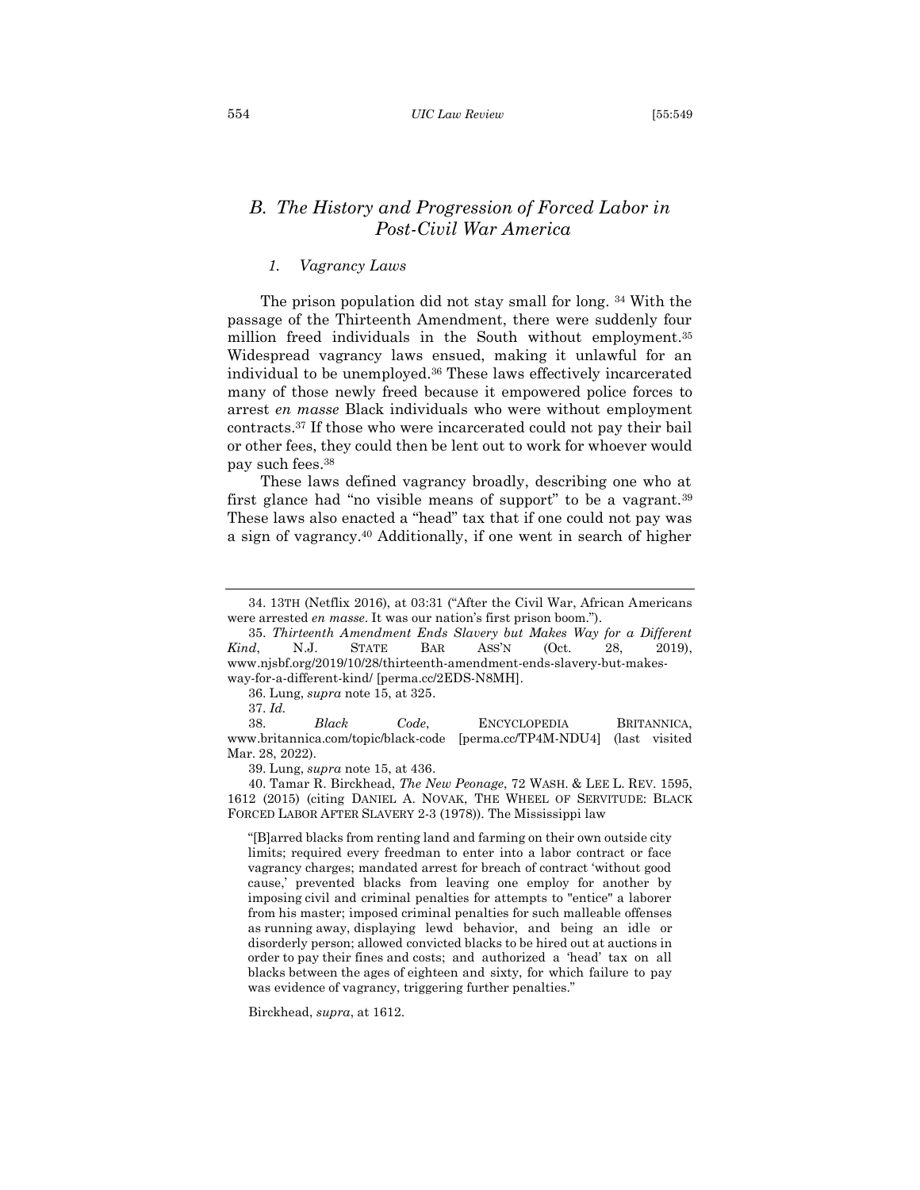## B. The History and Progression of Forced Labor in Post-Civil War America

### 1. Vagrancy Laws

The prison population did not stay small for long. [34] With the passage of the Thirteenth Amendment, there were suddenly four million freed individuals in the South without employment.[35] Widespread vagrancy laws ensued, making it unlawful for an individual to be unemployed.[36] These laws effectively incarcerated many of those newly freed because it empowered police forces to arrest *en masse* Black individuals who were without employment contracts.[37] If those who were incarcerated could not pay their bail or other fees, they could then be lent out to work for whoever would pay such fees.[38]

These laws defined vagrancy broadly, describing one who at first glance had "no visible means of support" to be a vagrant.[39] These laws also enacted a "head" tax that if one could not pay was a sign of vagrancy.[40] Additionally, if one went in search of higher

---

34. 13TH (Netflix 2016), at 03:31 ("After the Civil War, African Americans were arrested *en masse*. It was our nation's first prison boom.").

35. *Thirteenth Amendment Ends Slavery but Makes Way for a Different Kind*, N.J. STATE BAR ASS'N (Oct. 28, 2019), www.njsbf.org/2019/10/28/thirteenth-amendment-ends-slavery-but-makes-way-for-a-different-kind/ [perma.cc/2EDS-N8MH].

36. Lung, *supra* note 15, at 325.

37. *Id.*

38. *Black Code*, ENCYCLOPEDIA BRITANNICA, www.britannica.com/topic/black-code [perma.cc/TP4M-NDU4] (last visited Mar. 28, 2022).

39. Lung, *supra* note 15, at 436.

40. Tamar R. Birckhead, *The New Peonage*, 72 WASH. & LEE L. REV. 1595, 1612 (2015) (citing DANIEL A. NOVAK, THE WHEEL OF SERVITUDE: BLACK FORCED LABOR AFTER SLAVERY 2-3 (1978)). The Mississippi law

> "[B]arred blacks from renting land and farming on their own outside city limits; required every freedman to enter into a labor contract or face vagrancy charges; mandated arrest for breach of contract 'without good cause,' prevented blacks from leaving one employ for another by imposing civil and criminal penalties for attempts to "entice" a laborer from his master; imposed criminal penalties for such malleable offenses as running away, displaying lewd behavior, and being an idle or disorderly person; allowed convicted blacks to be hired out at auctions in order to pay their fines and costs; and authorized a 'head' tax on all blacks between the ages of eighteen and sixty, for which failure to pay was evidence of vagrancy, triggering further penalties."

Birckhead, *supra*, at 1612.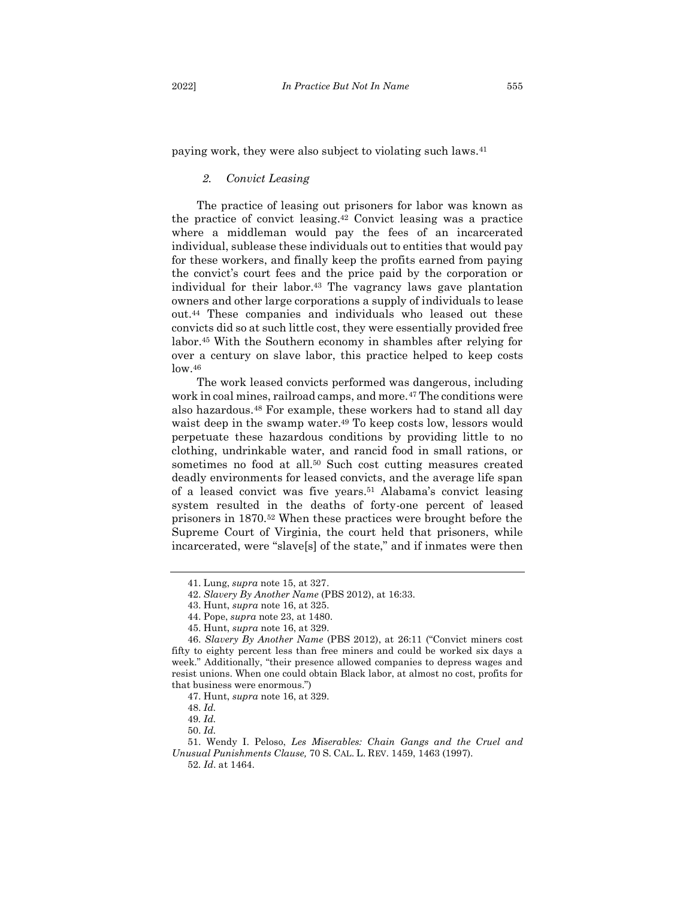paying work, they were also subject to violating such laws.[41]

### *2. Convict Leasing*

The practice of leasing out prisoners for labor was known as the practice of convict leasing.[42] Convict leasing was a practice where a middleman would pay the fees of an incarcerated individual, sublease these individuals out to entities that would pay for these workers, and finally keep the profits earned from paying the convict's court fees and the price paid by the corporation or individual for their labor.[43] The vagrancy laws gave plantation owners and other large corporations a supply of individuals to lease out.[44] These companies and individuals who leased out these convicts did so at such little cost, they were essentially provided free labor.[45] With the Southern economy in shambles after relying for over a century on slave labor, this practice helped to keep costs low.[46]

The work leased convicts performed was dangerous, including work in coal mines, railroad camps, and more.[47] The conditions were also hazardous.[48] For example, these workers had to stand all day waist deep in the swamp water.[49] To keep costs low, lessors would perpetuate these hazardous conditions by providing little to no clothing, undrinkable water, and rancid food in small rations, or sometimes no food at all.[50] Such cost cutting measures created deadly environments for leased convicts, and the average life span of a leased convict was five years.[51] Alabama's convict leasing system resulted in the deaths of forty-one percent of leased prisoners in 1870.[52] When these practices were brought before the Supreme Court of Virginia, the court held that prisoners, while incarcerated, were "slave[s] of the state," and if inmates were then

---

41. Lung, *supra* note 15, at 327.

42. *Slavery By Another Name* (PBS 2012), at 16:33.

43. Hunt, *supra* note 16, at 325.

44. Pope, *supra* note 23, at 1480.

45. Hunt, *supra* note 16, at 329.

46. *Slavery By Another Name* (PBS 2012), at 26:11 ("Convict miners cost fifty to eighty percent less than free miners and could be worked six days a week." Additionally, "their presence allowed companies to depress wages and resist unions. When one could obtain Black labor, at almost no cost, profits for that business were enormous.")

47. Hunt, *supra* note 16, at 329.

48. *Id.*

49. *Id.*

50. *Id.*

51. Wendy I. Peloso, *Les Miserables: Chain Gangs and the Cruel and Unusual Punishments Clause,* 70 S. CAL. L. REV. 1459, 1463 (1997).

52. *Id*. at 1464.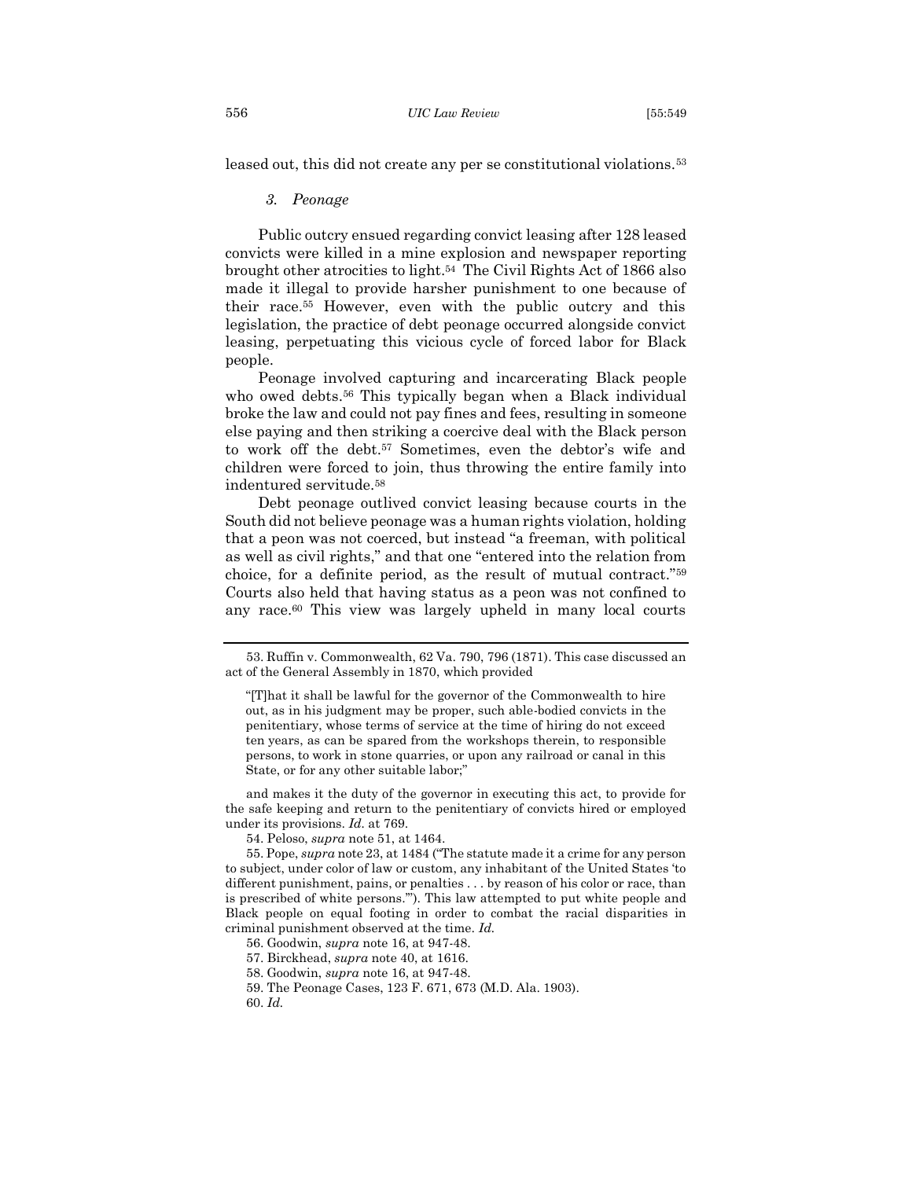leased out, this did not create any per se constitutional violations.[53]

### *3. Peonage*

Public outcry ensued regarding convict leasing after 128 leased convicts were killed in a mine explosion and newspaper reporting brought other atrocities to light.[54] The Civil Rights Act of 1866 also made it illegal to provide harsher punishment to one because of their race.[55] However, even with the public outcry and this legislation, the practice of debt peonage occurred alongside convict leasing, perpetuating this vicious cycle of forced labor for Black people.

Peonage involved capturing and incarcerating Black people who owed debts.[56] This typically began when a Black individual broke the law and could not pay fines and fees, resulting in someone else paying and then striking a coercive deal with the Black person to work off the debt.[57] Sometimes, even the debtor's wife and children were forced to join, thus throwing the entire family into indentured servitude.[58]

Debt peonage outlived convict leasing because courts in the South did not believe peonage was a human rights violation, holding that a peon was not coerced, but instead "a freeman, with political as well as civil rights," and that one "entered into the relation from choice, for a definite period, as the result of mutual contract."[59] Courts also held that having status as a peon was not confined to any race.[60] This view was largely upheld in many local courts

---

53. Ruffin v. Commonwealth, 62 Va. 790, 796 (1871). This case discussed an act of the General Assembly in 1870, which provided

> "[T]hat it shall be lawful for the governor of the Commonwealth to hire out, as in his judgment may be proper, such able-bodied convicts in the penitentiary, whose terms of service at the time of hiring do not exceed ten years, as can be spared from the workshops therein, to responsible persons, to work in stone quarries, or upon any railroad or canal in this State, or for any other suitable labor;"

and makes it the duty of the governor in executing this act, to provide for the safe keeping and return to the penitentiary of convicts hired or employed under its provisions. *Id.* at 769.

54. Peloso, *supra* note 51, at 1464.

55. Pope, *supra* note 23, at 1484 ("The statute made it a crime for any person to subject, under color of law or custom, any inhabitant of the United States 'to different punishment, pains, or penalties . . . by reason of his color or race, than is prescribed of white persons.'"). This law attempted to put white people and Black people on equal footing in order to combat the racial disparities in criminal punishment observed at the time. *Id.*

56. Goodwin, *supra* note 16, at 947-48.

57. Birckhead, *supra* note 40, at 1616.

58. Goodwin, *supra* note 16, at 947-48.

59. The Peonage Cases, 123 F. 671, 673 (M.D. Ala. 1903).

60. *Id.*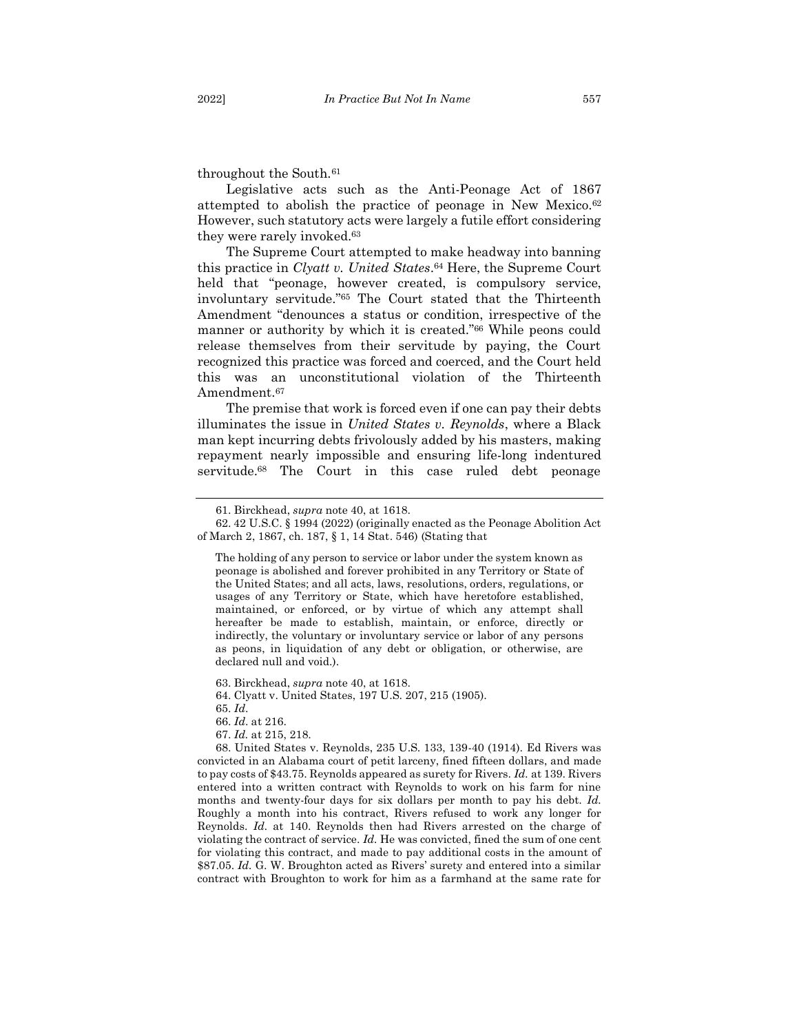throughout the South.[61]

Legislative acts such as the Anti-Peonage Act of 1867 attempted to abolish the practice of peonage in New Mexico.[62] However, such statutory acts were largely a futile effort considering they were rarely invoked.[63]

The Supreme Court attempted to make headway into banning this practice in *Clyatt v. United States*.[64] Here, the Supreme Court held that "peonage, however created, is compulsory service, involuntary servitude."[65] The Court stated that the Thirteenth Amendment "denounces a status or condition, irrespective of the manner or authority by which it is created."[66] While peons could release themselves from their servitude by paying, the Court recognized this practice was forced and coerced, and the Court held this was an unconstitutional violation of the Thirteenth Amendment.[67]

The premise that work is forced even if one can pay their debts illuminates the issue in *United States v. Reynolds*, where a Black man kept incurring debts frivolously added by his masters, making repayment nearly impossible and ensuring life-long indentured servitude.[68] The Court in this case ruled debt peonage

---

61. Birckhead, *supra* note 40, at 1618.

62. 42 U.S.C. § 1994 (2022) (originally enacted as the Peonage Abolition Act of March 2, 1867, ch. 187, § 1, 14 Stat. 546) (Stating that

> The holding of any person to service or labor under the system known as peonage is abolished and forever prohibited in any Territory or State of the United States; and all acts, laws, resolutions, orders, regulations, or usages of any Territory or State, which have heretofore established, maintained, or enforced, or by virtue of which any attempt shall hereafter be made to establish, maintain, or enforce, directly or indirectly, the voluntary or involuntary service or labor of any persons as peons, in liquidation of any debt or obligation, or otherwise, are declared null and void.).

63. Birckhead, *supra* note 40, at 1618.

64. Clyatt v. United States, 197 U.S. 207, 215 (1905).

65. *Id*.

66. *Id*. at 216.

67. *Id.* at 215, 218.

68. United States v. Reynolds, 235 U.S. 133, 139-40 (1914). Ed Rivers was convicted in an Alabama court of petit larceny, fined fifteen dollars, and made to pay costs of $43.75. Reynolds appeared as surety for Rivers. *Id.* at 139. Rivers entered into a written contract with Reynolds to work on his farm for nine months and twenty-four days for six dollars per month to pay his debt. *Id.* Roughly a month into his contract, Rivers refused to work any longer for Reynolds. *Id*. at 140. Reynolds then had Rivers arrested on the charge of violating the contract of service. *Id.* He was convicted, fined the sum of one cent for violating this contract, and made to pay additional costs in the amount of $87.05. *Id.* G. W. Broughton acted as Rivers' surety and entered into a similar contract with Broughton to work for him as a farmhand at the same rate for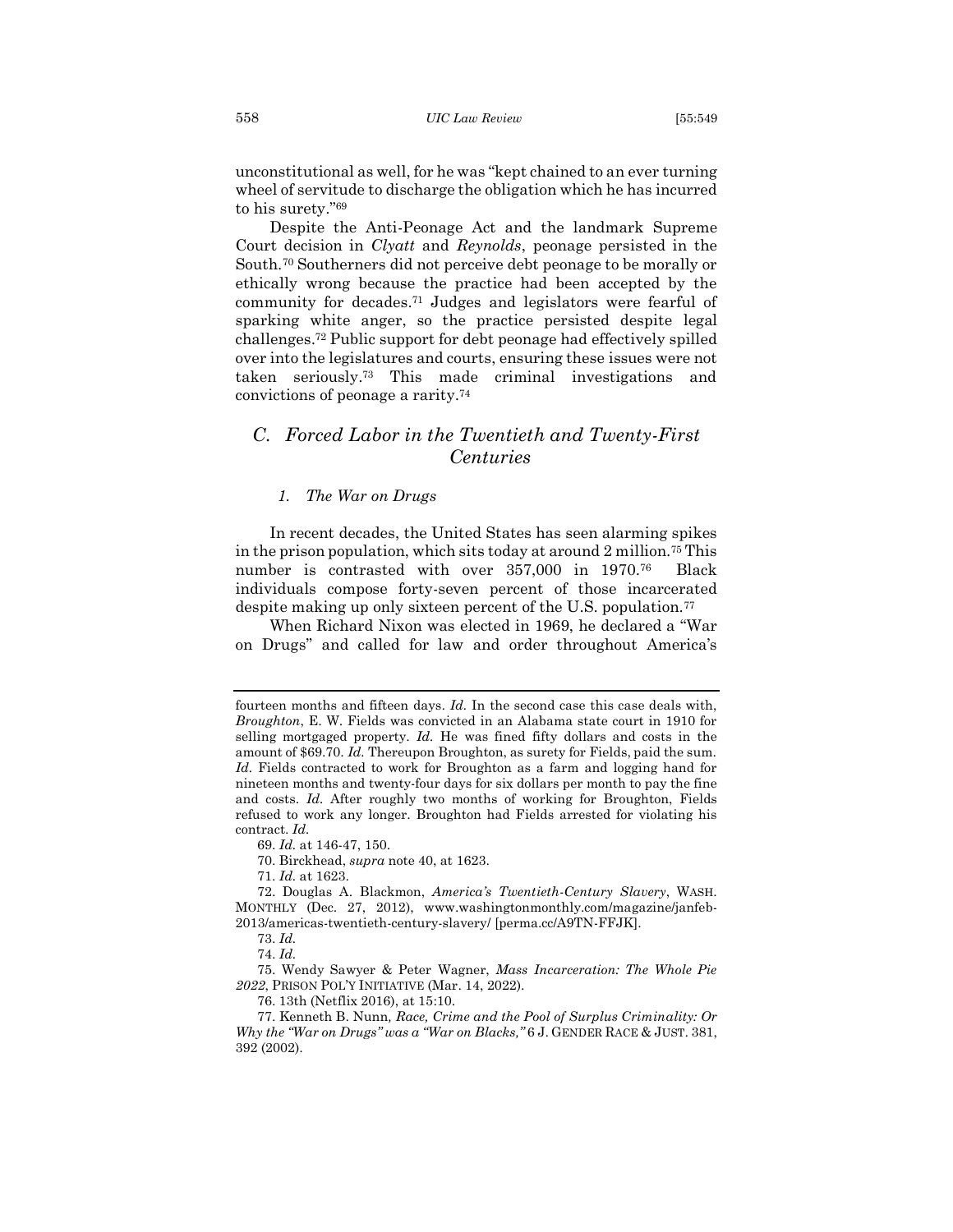unconstitutional as well, for he was "kept chained to an ever turning wheel of servitude to discharge the obligation which he has incurred to his surety."[69]

Despite the Anti-Peonage Act and the landmark Supreme Court decision in *Clyatt* and *Reynolds*, peonage persisted in the South.[70] Southerners did not perceive debt peonage to be morally or ethically wrong because the practice had been accepted by the community for decades.[71] Judges and legislators were fearful of sparking white anger, so the practice persisted despite legal challenges.[72] Public support for debt peonage had effectively spilled over into the legislatures and courts, ensuring these issues were not taken seriously.[73] This made criminal investigations and convictions of peonage a rarity.[74]

## *C. Forced Labor in the Twentieth and Twenty-First Centuries*

### *1. The War on Drugs*

In recent decades, the United States has seen alarming spikes in the prison population, which sits today at around 2 million.[75] This number is contrasted with over 357,000 in 1970.[76] Black individuals compose forty-seven percent of those incarcerated despite making up only sixteen percent of the U.S. population.[77]

When Richard Nixon was elected in 1969, he declared a "War on Drugs" and called for law and order throughout America's

---

fourteen months and fifteen days. *Id.* In the second case this case deals with, *Broughton*, E. W. Fields was convicted in an Alabama state court in 1910 for selling mortgaged property. *Id.* He was fined fifty dollars and costs in the amount of $69.70. *Id.* Thereupon Broughton, as surety for Fields, paid the sum. *Id.* Fields contracted to work for Broughton as a farm and logging hand for nineteen months and twenty-four days for six dollars per month to pay the fine and costs. *Id.* After roughly two months of working for Broughton, Fields refused to work any longer. Broughton had Fields arrested for violating his contract. *Id.*

69. *Id.* at 146-47, 150.

70. Birckhead, *supra* note 40, at 1623.

71. *Id.* at 1623.

72. Douglas A. Blackmon, *America's Twentieth-Century Slavery*, WASH. MONTHLY (Dec. 27, 2012), www.washingtonmonthly.com/magazine/janfeb-2013/americas-twentieth-century-slavery/ [perma.cc/A9TN-FFJK].

73. *Id.*

74. *Id.*

75. Wendy Sawyer & Peter Wagner, *Mass Incarceration: The Whole Pie 2022*, PRISON POL'Y INITIATIVE (Mar. 14, 2022).

76. 13th (Netflix 2016), at 15:10.

77. Kenneth B. Nunn, *Race, Crime and the Pool of Surplus Criminality: Or Why the "War on Drugs" was a "War on Blacks,"* 6 J. GENDER RACE & JUST. 381, 392 (2002).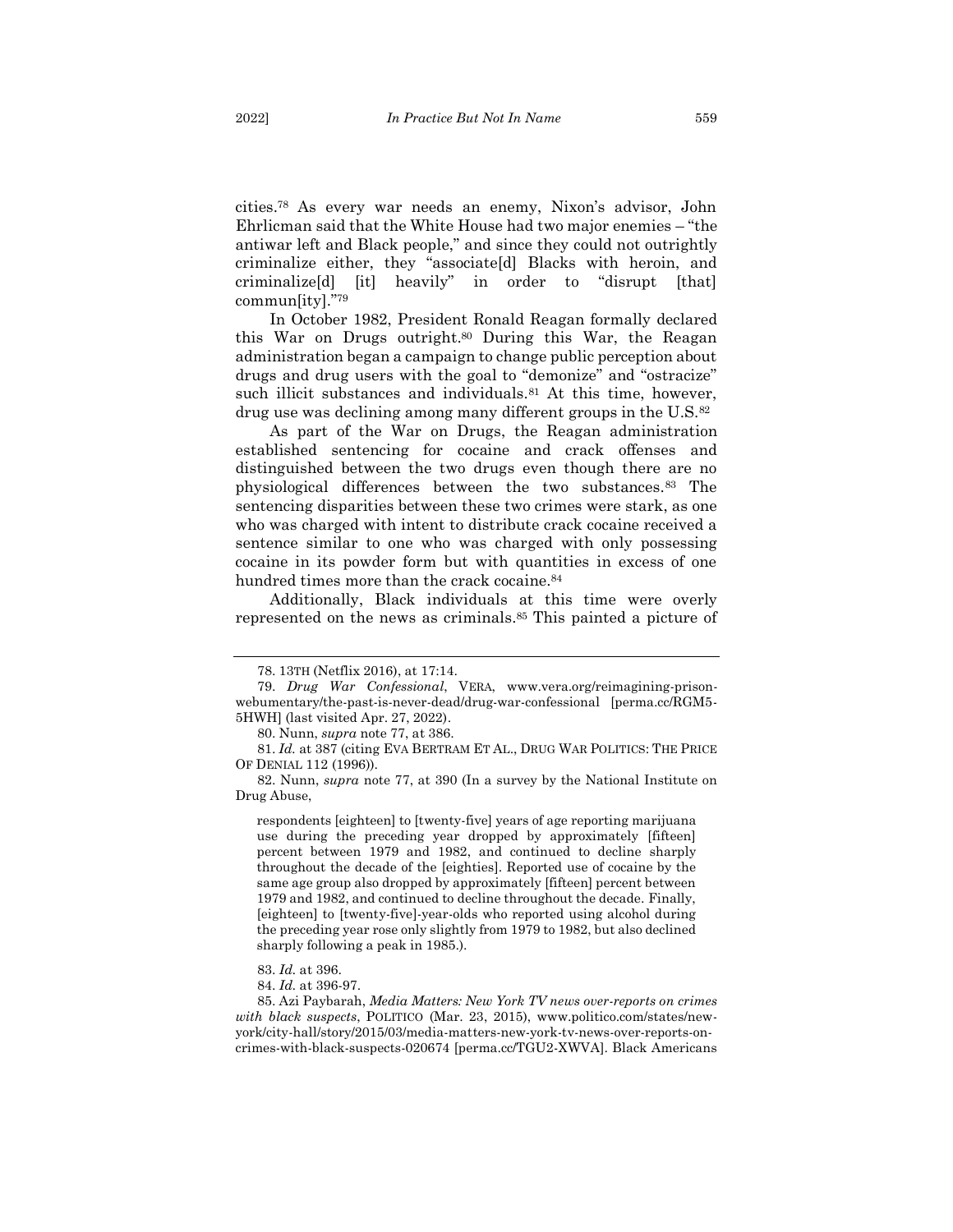cities.[78] As every war needs an enemy, Nixon's advisor, John Ehrlicman said that the White House had two major enemies – "the antiwar left and Black people," and since they could not outrightly criminalize either, they "associate[d] Blacks with heroin, and criminalize[d] [it] heavily" in order to "disrupt [that] commun[ity]."[79]

In October 1982, President Ronald Reagan formally declared this War on Drugs outright.[80] During this War, the Reagan administration began a campaign to change public perception about drugs and drug users with the goal to "demonize" and "ostracize" such illicit substances and individuals.[81] At this time, however, drug use was declining among many different groups in the U.S.[82]

As part of the War on Drugs, the Reagan administration established sentencing for cocaine and crack offenses and distinguished between the two drugs even though there are no physiological differences between the two substances.[83] The sentencing disparities between these two crimes were stark, as one who was charged with intent to distribute crack cocaine received a sentence similar to one who was charged with only possessing cocaine in its powder form but with quantities in excess of one hundred times more than the crack cocaine.[84]

Additionally, Black individuals at this time were overly represented on the news as criminals.[85] This painted a picture of

---

78. 13TH (Netflix 2016), at 17:14.

79. *Drug War Confessional*, VERA, www.vera.org/reimagining-prison-webumentary/the-past-is-never-dead/drug-war-confessional [perma.cc/RGM5-5HWH] (last visited Apr. 27, 2022).

80. Nunn, *supra* note 77, at 386.

81. *Id.* at 387 (citing EVA BERTRAM ET AL., DRUG WAR POLITICS: THE PRICE OF DENIAL 112 (1996)).

82. Nunn, *supra* note 77, at 390 (In a survey by the National Institute on Drug Abuse,

> respondents [eighteen] to [twenty-five] years of age reporting marijuana use during the preceding year dropped by approximately [fifteen] percent between 1979 and 1982, and continued to decline sharply throughout the decade of the [eighties]. Reported use of cocaine by the same age group also dropped by approximately [fifteen] percent between 1979 and 1982, and continued to decline throughout the decade. Finally, [eighteen] to [twenty-five]-year-olds who reported using alcohol during the preceding year rose only slightly from 1979 to 1982, but also declined sharply following a peak in 1985.).

83. *Id.* at 396.

84. *Id.* at 396-97.

85. Azi Paybarah, *Media Matters: New York TV news over-reports on crimes with black suspects*, POLITICO (Mar. 23, 2015), www.politico.com/states/new-york/city-hall/story/2015/03/media-matters-new-york-tv-news-over-reports-on-crimes-with-black-suspects-020674 [perma.cc/TGU2-XWVA]. Black Americans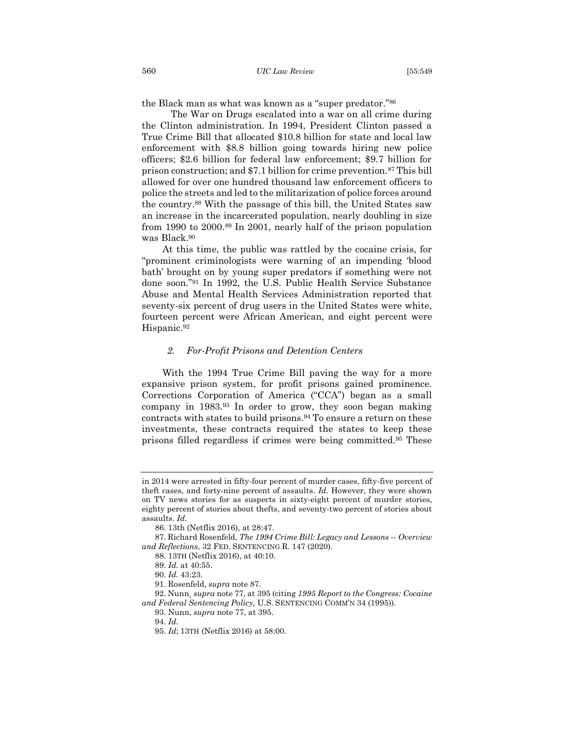the Black man as what was known as a "super predator."[86]

The War on Drugs escalated into a war on all crime during the Clinton administration. In 1994, President Clinton passed a True Crime Bill that allocated $10.8 billion for state and local law enforcement with $8.8 billion going towards hiring new police officers; $2.6 billion for federal law enforcement; $9.7 billion for prison construction; and $7.1 billion for crime prevention.[87] This bill allowed for over one hundred thousand law enforcement officers to police the streets and led to the militarization of police forces around the country.[88] With the passage of this bill, the United States saw an increase in the incarcerated population, nearly doubling in size from 1990 to 2000.[89] In 2001, nearly half of the prison population was Black.[90]

At this time, the public was rattled by the cocaine crisis, for "prominent criminologists were warning of an impending 'blood bath' brought on by young super predators if something were not done soon."[91] In 1992, the U.S. Public Health Service Substance Abuse and Mental Health Services Administration reported that seventy-six percent of drug users in the United States were white, fourteen percent were African American, and eight percent were Hispanic.[92]

### *2. For-Profit Prisons and Detention Centers*

With the 1994 True Crime Bill paving the way for a more expansive prison system, for profit prisons gained prominence. Corrections Corporation of America ("CCA") began as a small company in 1983.[93] In order to grow, they soon began making contracts with states to build prisons.[94] To ensure a return on these investments, these contracts required the states to keep these prisons filled regardless if crimes were being committed.[95] These

---

in 2014 were arrested in fifty-four percent of murder cases, fifty-five percent of theft cases, and forty-nine percent of assaults. *Id.* However, they were shown on TV news stories for as suspects in sixty-eight percent of murder stories, eighty percent of stories about thefts, and seventy-two percent of stories about assaults. *Id.*

86. 13th (Netflix 2016), at 28:47.

87. Richard Rosenfeld, *The 1994 Crime Bill: Legacy and Lessons -- Overview and Reflections*, 32 FED. SENTENCING R. 147 (2020).

88. 13TH (Netflix 2016), at 40:10.

89. *Id.* at 40:55.

90. *Id.* 43:23.

91. Rosenfeld, *supra* note 87.

92. Nunn, *supra* note 77, at 395 (citing *1995 Report to the Congress: Cocaine and Federal Sentencing Policy,* U.S. SENTENCING COMM'N 34 (1995)).

93. Nunn, *supra* note 77, at 395.

94. *Id.*

95. *Id*; 13TH (Netflix 2016) at 58:00.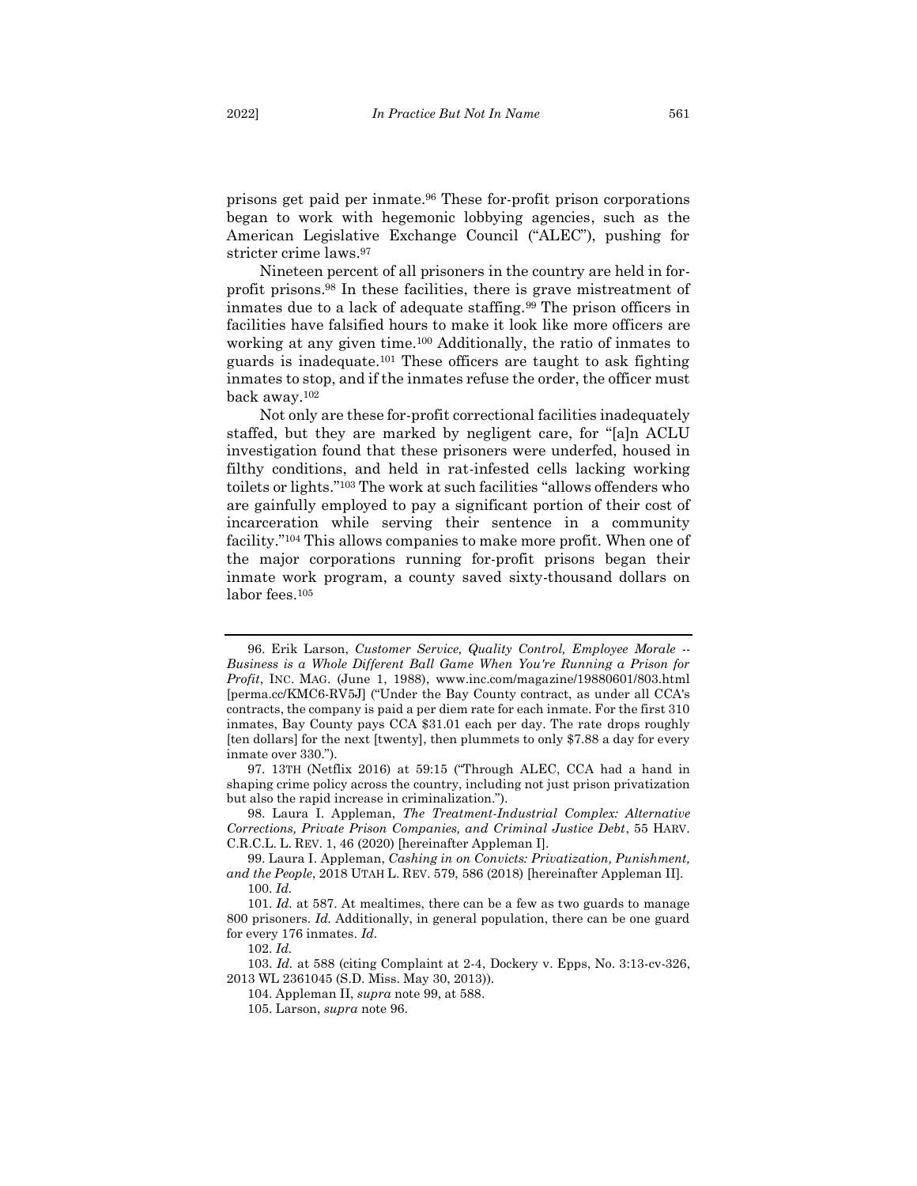prisons get paid per inmate.[96] These for-profit prison corporations began to work with hegemonic lobbying agencies, such as the American Legislative Exchange Council ("ALEC"), pushing for stricter crime laws.[97]

Nineteen percent of all prisoners in the country are held in for-profit prisons.[98] In these facilities, there is grave mistreatment of inmates due to a lack of adequate staffing.[99] The prison officers in facilities have falsified hours to make it look like more officers are working at any given time.[100] Additionally, the ratio of inmates to guards is inadequate.[101] These officers are taught to ask fighting inmates to stop, and if the inmates refuse the order, the officer must back away.[102]

Not only are these for-profit correctional facilities inadequately staffed, but they are marked by negligent care, for "[a]n ACLU investigation found that these prisoners were underfed, housed in filthy conditions, and held in rat-infested cells lacking working toilets or lights."[103] The work at such facilities "allows offenders who are gainfully employed to pay a significant portion of their cost of incarceration while serving their sentence in a community facility."[104] This allows companies to make more profit. When one of the major corporations running for-profit prisons began their inmate work program, a county saved sixty-thousand dollars on labor fees.[105]

---

96. Erik Larson, *Customer Service, Quality Control, Employee Morale -- Business is a Whole Different Ball Game When You're Running a Prison for Profit*, INC. MAG. (June 1, 1988), www.inc.com/magazine/19880601/803.html [perma.cc/KMC6-RV5J] ("Under the Bay County contract, as under all CCA's contracts, the company is paid a per diem rate for each inmate. For the first 310 inmates, Bay County pays CCA $31.01 each per day. The rate drops roughly [ten dollars] for the next [twenty], then plummets to only $7.88 a day for every inmate over 330.").

97. 13TH (Netflix 2016) at 59:15 ("Through ALEC, CCA had a hand in shaping crime policy across the country, including not just prison privatization but also the rapid increase in criminalization.").

98. Laura I. Appleman, *The Treatment-Industrial Complex: Alternative Corrections, Private Prison Companies, and Criminal Justice Debt*, 55 HARV. C.R.C.L. L. REV. 1, 46 (2020) [hereinafter Appleman I].

99. Laura I. Appleman, *Cashing in on Convicts: Privatization, Punishment, and the People*, 2018 UTAH L. REV. 579, 586 (2018) [hereinafter Appleman II].

100. *Id.*

101. *Id.* at 587. At mealtimes, there can be a few as two guards to manage 800 prisoners. *Id.* Additionally, in general population, there can be one guard for every 176 inmates. *Id.*

102. *Id.*

103. *Id.* at 588 (citing Complaint at 2-4, Dockery v. Epps, No. 3:13-cv-326, 2013 WL 2361045 (S.D. Miss. May 30, 2013)).

104. Appleman II, *supra* note 99, at 588.

105. Larson, *supra* note 96.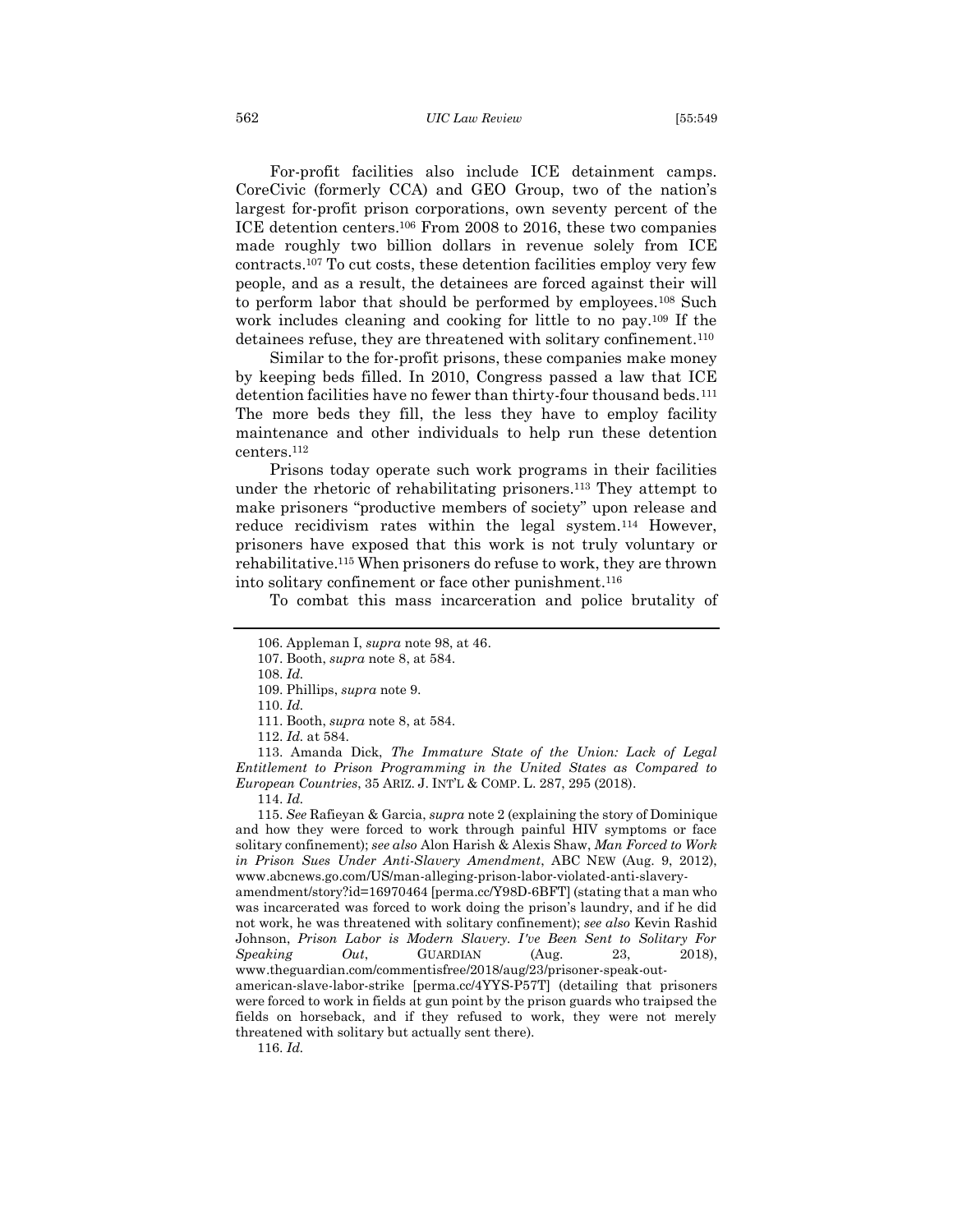For-profit facilities also include ICE detainment camps. CoreCivic (formerly CCA) and GEO Group, two of the nation's largest for-profit prison corporations, own seventy percent of the ICE detention centers.[106] From 2008 to 2016, these two companies made roughly two billion dollars in revenue solely from ICE contracts.[107] To cut costs, these detention facilities employ very few people, and as a result, the detainees are forced against their will to perform labor that should be performed by employees.[108] Such work includes cleaning and cooking for little to no pay.[109] If the detainees refuse, they are threatened with solitary confinement.[110]

Similar to the for-profit prisons, these companies make money by keeping beds filled. In 2010, Congress passed a law that ICE detention facilities have no fewer than thirty-four thousand beds.[111] The more beds they fill, the less they have to employ facility maintenance and other individuals to help run these detention centers.[112]

Prisons today operate such work programs in their facilities under the rhetoric of rehabilitating prisoners.[113] They attempt to make prisoners "productive members of society" upon release and reduce recidivism rates within the legal system.[114] However, prisoners have exposed that this work is not truly voluntary or rehabilitative.[115] When prisoners do refuse to work, they are thrown into solitary confinement or face other punishment.[116]

To combat this mass incarceration and police brutality of

---

106. Appleman I, *supra* note 98, at 46.

107. Booth, *supra* note 8, at 584.

108. *Id.*

109. Phillips, *supra* note 9.

110. *Id.*

111. Booth, *supra* note 8, at 584.

112. *Id.* at 584.

113. Amanda Dick, *The Immature State of the Union: Lack of Legal Entitlement to Prison Programming in the United States as Compared to European Countries*, 35 ARIZ. J. INT'L & COMP. L. 287, 295 (2018).

114. *Id.*

115. *See* Rafieyan & Garcia, *supra* note 2 (explaining the story of Dominique and how they were forced to work through painful HIV symptoms or face solitary confinement); *see also* Alon Harish & Alexis Shaw, *Man Forced to Work in Prison Sues Under Anti-Slavery Amendment*, ABC NEW (Aug. 9, 2012), www.abcnews.go.com/US/man-alleging-prison-labor-violated-anti-slavery-amendment/story?id=16970464 [perma.cc/Y98D-6BFT] (stating that a man who was incarcerated was forced to work doing the prison's laundry, and if he did not work, he was threatened with solitary confinement); *see also* Kevin Rashid Johnson, *Prison Labor is Modern Slavery. I've Been Sent to Solitary For Speaking Out*, GUARDIAN (Aug. 23, 2018), www.theguardian.com/commentisfree/2018/aug/23/prisoner-speak-out-american-slave-labor-strike [perma.cc/4YYS-P57T] (detailing that prisoners were forced to work in fields at gun point by the prison guards who traipsed the fields on horseback, and if they refused to work, they were not merely threatened with solitary but actually sent there).

116. *Id.*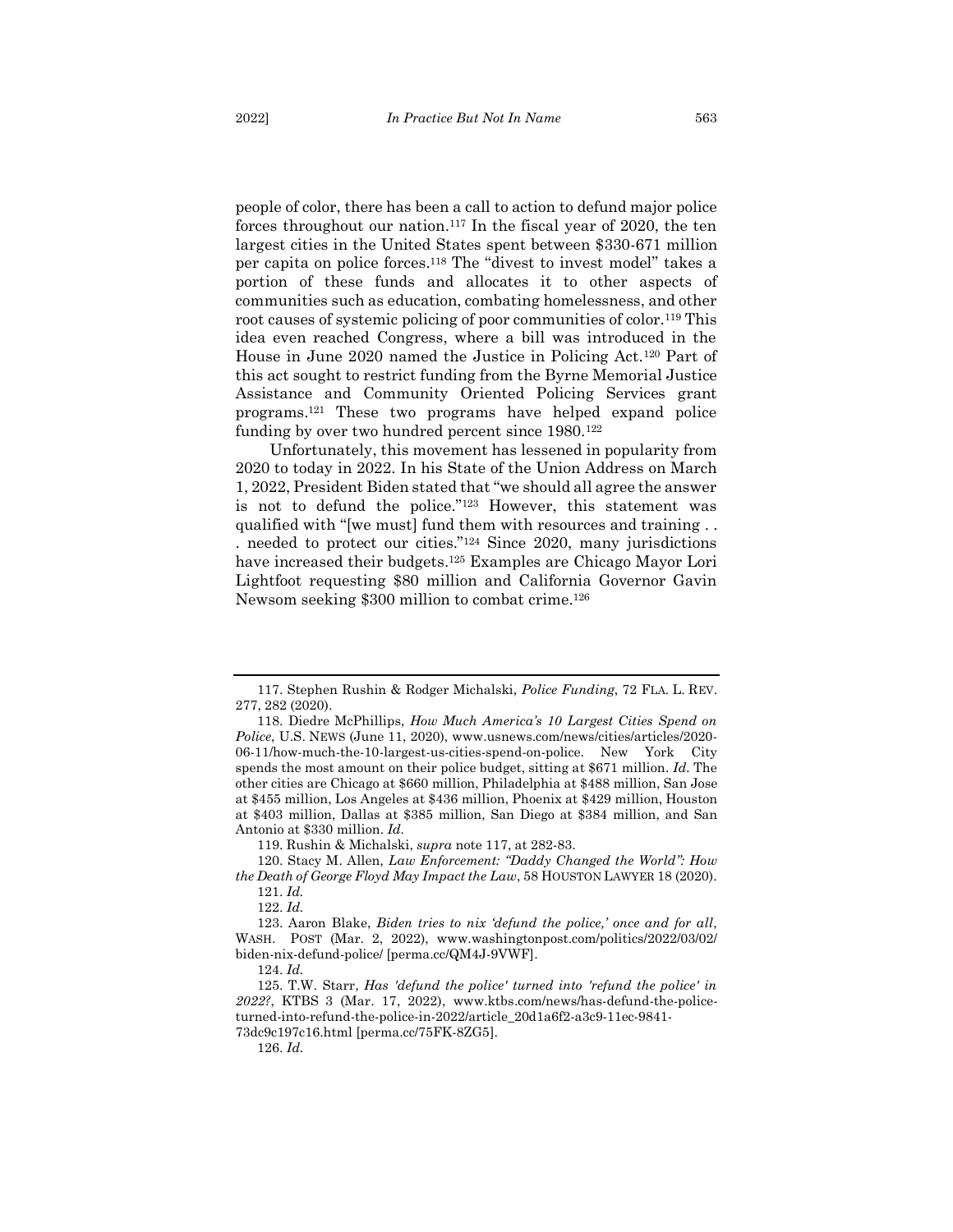people of color, there has been a call to action to defund major police forces throughout our nation.[117] In the fiscal year of 2020, the ten largest cities in the United States spent between $330-671 million per capita on police forces.[118] The "divest to invest model" takes a portion of these funds and allocates it to other aspects of communities such as education, combating homelessness, and other root causes of systemic policing of poor communities of color.[119] This idea even reached Congress, where a bill was introduced in the House in June 2020 named the Justice in Policing Act.[120] Part of this act sought to restrict funding from the Byrne Memorial Justice Assistance and Community Oriented Policing Services grant programs.[121] These two programs have helped expand police funding by over two hundred percent since 1980.[122]

Unfortunately, this movement has lessened in popularity from 2020 to today in 2022. In his State of the Union Address on March 1, 2022, President Biden stated that "we should all agree the answer is not to defund the police."[123] However, this statement was qualified with "[we must] fund them with resources and training . . . needed to protect our cities."[124] Since 2020, many jurisdictions have increased their budgets.[125] Examples are Chicago Mayor Lori Lightfoot requesting $80 million and California Governor Gavin Newsom seeking $300 million to combat crime.[126]

---

117. Stephen Rushin & Rodger Michalski, *Police Funding*, 72 FLA. L. REV. 277, 282 (2020).

118. Diedre McPhillips, *How Much America's 10 Largest Cities Spend on Police*, U.S. NEWS (June 11, 2020), www.usnews.com/news/cities/articles/2020-06-11/how-much-the-10-largest-us-cities-spend-on-police. New York City spends the most amount on their police budget, sitting at $671 million. *Id.* The other cities are Chicago at $660 million, Philadelphia at $488 million, San Jose at $455 million, Los Angeles at $436 million, Phoenix at $429 million, Houston at $403 million, Dallas at $385 million, San Diego at $384 million, and San Antonio at $330 million. *Id.*

119. Rushin & Michalski, *supra* note 117, at 282-83.

120. Stacy M. Allen*, Law Enforcement: "Daddy Changed the World": How the Death of George Floyd May Impact the Law*, 58 HOUSTON LAWYER 18 (2020).

121. *Id.*

122. *Id.*

123. Aaron Blake, *Biden tries to nix 'defund the police,' once and for all*, WASH. POST (Mar. 2, 2022), www.washingtonpost.com/politics/2022/03/02/biden-nix-defund-police/ [perma.cc/QM4J-9VWF].

124. *Id.*

125. T.W. Starr, *Has 'defund the police' turned into 'refund the police' in 2022?*, KTBS 3 (Mar. 17, 2022), www.ktbs.com/news/has-defund-the-police-turned-into-refund-the-police-in-2022/article_20d1a6f2-a3c9-11ec-9841-73dc9c197c16.html [perma.cc/75FK-8ZG5].

126. *Id.*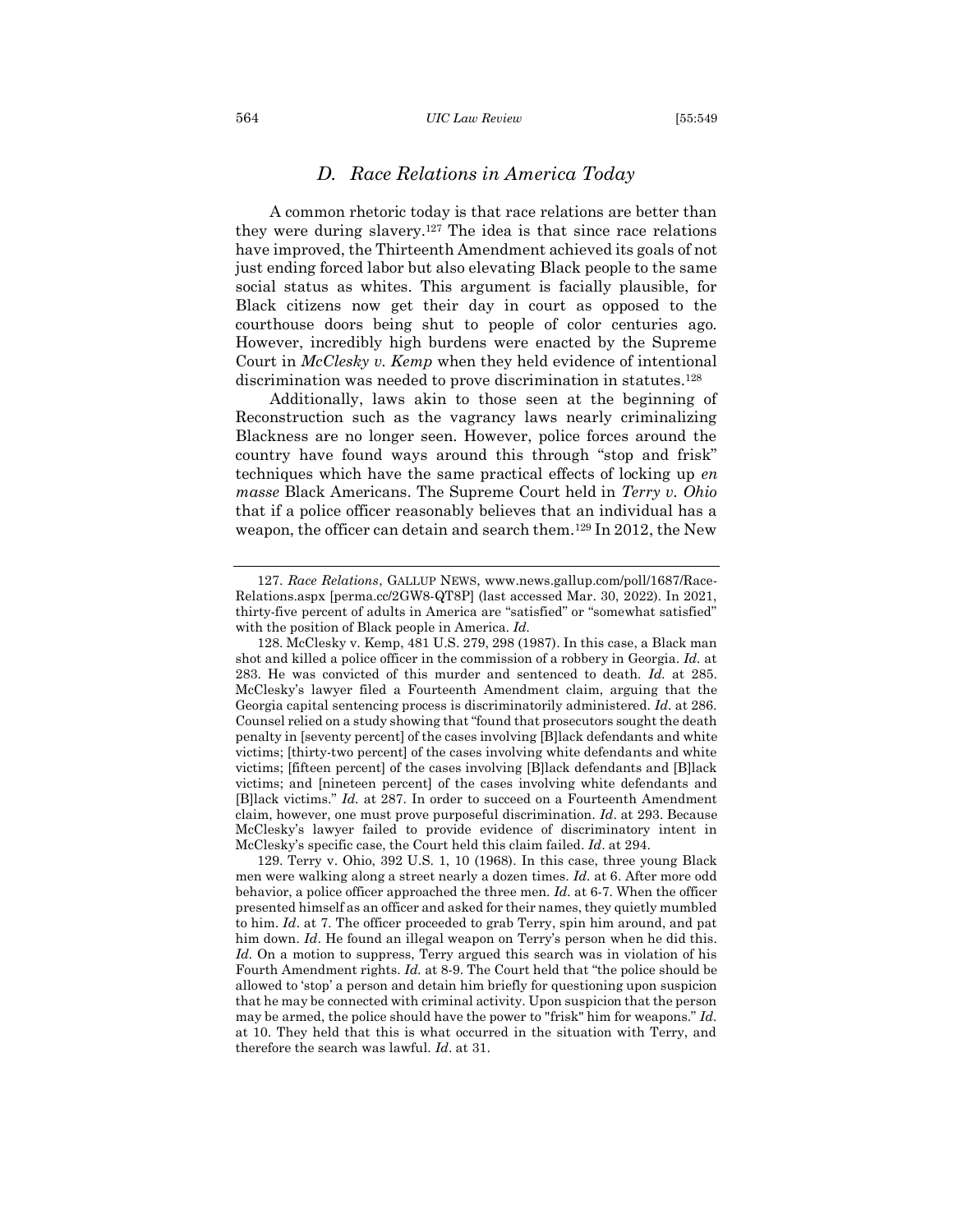## D. Race Relations in America Today

A common rhetoric today is that race relations are better than they were during slavery.[127] The idea is that since race relations have improved, the Thirteenth Amendment achieved its goals of not just ending forced labor but also elevating Black people to the same social status as whites. This argument is facially plausible, for Black citizens now get their day in court as opposed to the courthouse doors being shut to people of color centuries ago. However, incredibly high burdens were enacted by the Supreme Court in *McClesky v. Kemp* when they held evidence of intentional discrimination was needed to prove discrimination in statutes.[128]

Additionally, laws akin to those seen at the beginning of Reconstruction such as the vagrancy laws nearly criminalizing Blackness are no longer seen. However, police forces around the country have found ways around this through "stop and frisk" techniques which have the same practical effects of locking up *en masse* Black Americans. The Supreme Court held in *Terry v. Ohio* that if a police officer reasonably believes that an individual has a weapon, the officer can detain and search them.[129] In 2012, the New

---

127. *Race Relations*, GALLUP NEWS, www.news.gallup.com/poll/1687/Race-Relations.aspx [perma.cc/2GW8-QT8P] (last accessed Mar. 30, 2022). In 2021, thirty-five percent of adults in America are "satisfied" or "somewhat satisfied" with the position of Black people in America. *Id.*

128. McClesky v. Kemp, 481 U.S. 279, 298 (1987). In this case, a Black man shot and killed a police officer in the commission of a robbery in Georgia. *Id.* at 283. He was convicted of this murder and sentenced to death. *Id.* at 285. McClesky's lawyer filed a Fourteenth Amendment claim, arguing that the Georgia capital sentencing process is discriminatorily administered. *Id.* at 286. Counsel relied on a study showing that "found that prosecutors sought the death penalty in [seventy percent] of the cases involving [B]lack defendants and white victims; [thirty-two percent] of the cases involving white defendants and white victims; [fifteen percent] of the cases involving [B]lack defendants and [B]lack victims; and [nineteen percent] of the cases involving white defendants and [B]lack victims." *Id.* at 287. In order to succeed on a Fourteenth Amendment claim, however, one must prove purposeful discrimination. *Id*. at 293. Because McClesky's lawyer failed to provide evidence of discriminatory intent in McClesky's specific case, the Court held this claim failed. *Id*. at 294.

129. Terry v. Ohio, 392 U.S. 1, 10 (1968). In this case, three young Black men were walking along a street nearly a dozen times. *Id.* at 6. After more odd behavior, a police officer approached the three men. *Id.* at 6-7. When the officer presented himself as an officer and asked for their names, they quietly mumbled to him. *Id*. at 7. The officer proceeded to grab Terry, spin him around, and pat him down. *Id*. He found an illegal weapon on Terry's person when he did this. *Id.* On a motion to suppress, Terry argued this search was in violation of his Fourth Amendment rights. *Id.* at 8-9. The Court held that "the police should be allowed to 'stop' a person and detain him briefly for questioning upon suspicion that he may be connected with criminal activity. Upon suspicion that the person may be armed, the police should have the power to "frisk" him for weapons." *Id.* at 10. They held that this is what occurred in the situation with Terry, and therefore the search was lawful. *Id*. at 31.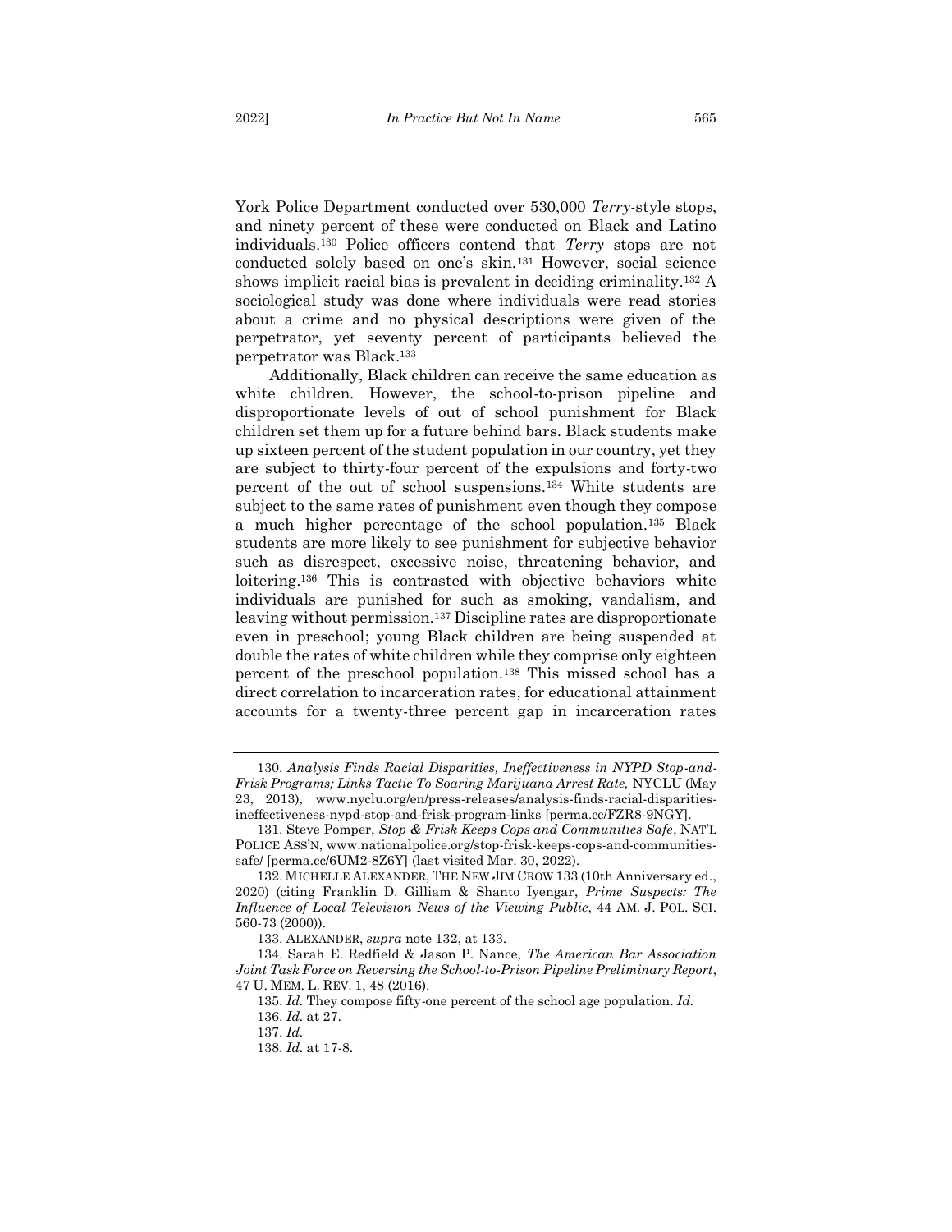York Police Department conducted over 530,000 *Terry*-style stops, and ninety percent of these were conducted on Black and Latino individuals.[130] Police officers contend that *Terry* stops are not conducted solely based on one's skin.[131] However, social science shows implicit racial bias is prevalent in deciding criminality.[132] A sociological study was done where individuals were read stories about a crime and no physical descriptions were given of the perpetrator, yet seventy percent of participants believed the perpetrator was Black.[133]

Additionally, Black children can receive the same education as white children. However, the school-to-prison pipeline and disproportionate levels of out of school punishment for Black children set them up for a future behind bars. Black students make up sixteen percent of the student population in our country, yet they are subject to thirty-four percent of the expulsions and forty-two percent of the out of school suspensions.[134] White students are subject to the same rates of punishment even though they compose a much higher percentage of the school population.[135] Black students are more likely to see punishment for subjective behavior such as disrespect, excessive noise, threatening behavior, and loitering.[136] This is contrasted with objective behaviors white individuals are punished for such as smoking, vandalism, and leaving without permission.[137] Discipline rates are disproportionate even in preschool; young Black children are being suspended at double the rates of white children while they comprise only eighteen percent of the preschool population.[138] This missed school has a direct correlation to incarceration rates, for educational attainment accounts for a twenty-three percent gap in incarceration rates

---

130. *Analysis Finds Racial Disparities, Ineffectiveness in NYPD Stop-and-Frisk Programs; Links Tactic To Soaring Marijuana Arrest Rate,* NYCLU (May 23, 2013), www.nyclu.org/en/press-releases/analysis-finds-racial-disparities-ineffectiveness-nypd-stop-and-frisk-program-links [perma.cc/FZR8-9NGY].

131. Steve Pomper, *Stop & Frisk Keeps Cops and Communities Safe*, NAT'L POLICE ASS'N, www.nationalpolice.org/stop-frisk-keeps-cops-and-communities-safe/ [perma.cc/6UM2-8Z6Y] (last visited Mar. 30, 2022).

132. MICHELLE ALEXANDER, THE NEW JIM CROW 133 (10th Anniversary ed., 2020) (citing Franklin D. Gilliam & Shanto Iyengar, *Prime Suspects: The Influence of Local Television News of the Viewing Public*, 44 AM. J. POL. SCI. 560-73 (2000)).

133. ALEXANDER, *supra* note 132, at 133.

134. Sarah E. Redfield & Jason P. Nance, *The American Bar Association Joint Task Force on Reversing the School-to-Prison Pipeline Preliminary Report*, 47 U. MEM. L. REV. 1, 48 (2016).

135. *Id.* They compose fifty-one percent of the school age population. *Id.*

136. *Id.* at 27.

137. *Id.*

138. *Id.* at 17-8.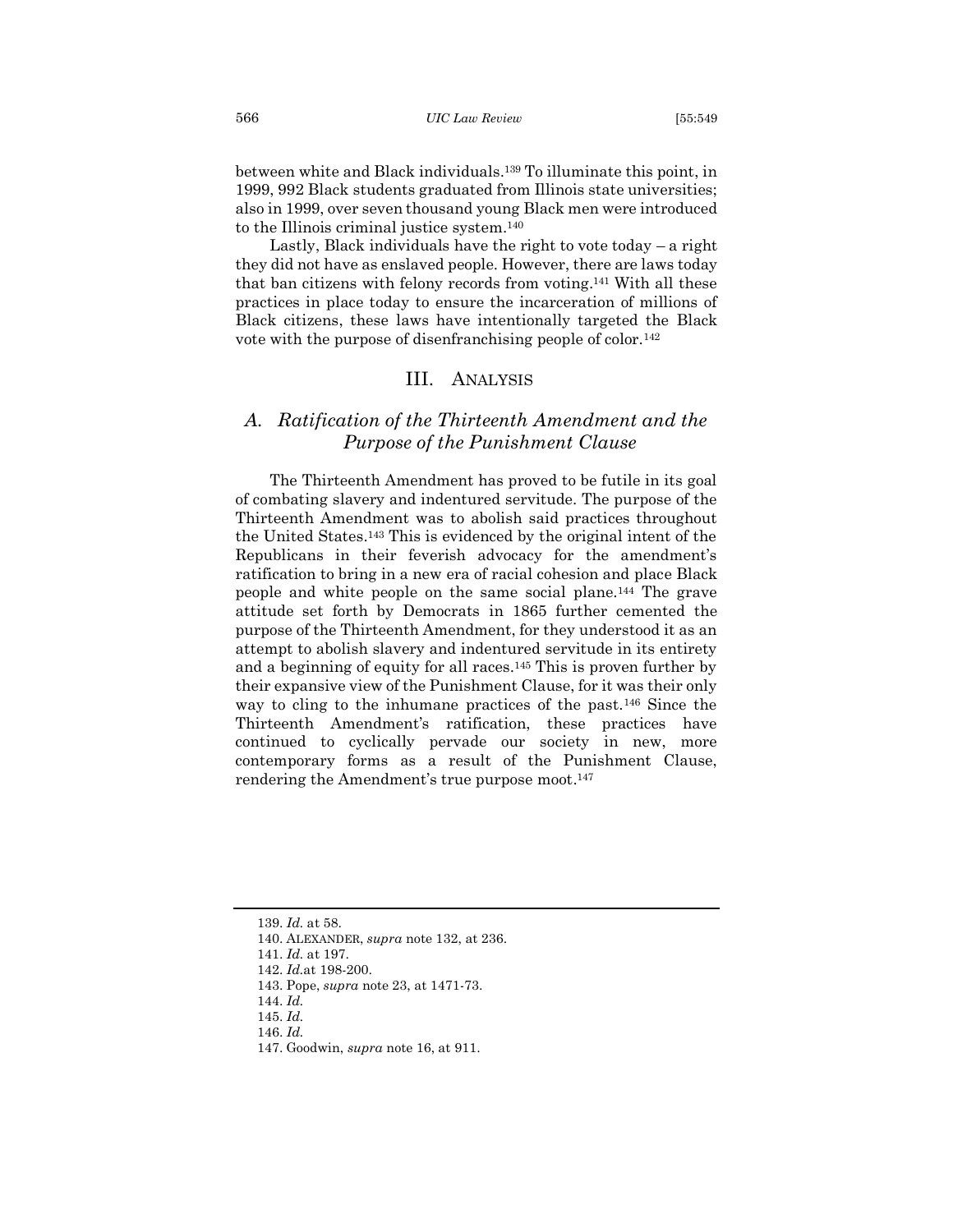between white and Black individuals.[139] To illuminate this point, in 1999, 992 Black students graduated from Illinois state universities; also in 1999, over seven thousand young Black men were introduced to the Illinois criminal justice system.[140]

Lastly, Black individuals have the right to vote today – a right they did not have as enslaved people. However, there are laws today that ban citizens with felony records from voting.[141] With all these practices in place today to ensure the incarceration of millions of Black citizens, these laws have intentionally targeted the Black vote with the purpose of disenfranchising people of color.[142]

## III. Analysis

### *A. Ratification of the Thirteenth Amendment and the Purpose of the Punishment Clause*

The Thirteenth Amendment has proved to be futile in its goal of combating slavery and indentured servitude. The purpose of the Thirteenth Amendment was to abolish said practices throughout the United States.[143] This is evidenced by the original intent of the Republicans in their feverish advocacy for the amendment's ratification to bring in a new era of racial cohesion and place Black people and white people on the same social plane.[144] The grave attitude set forth by Democrats in 1865 further cemented the purpose of the Thirteenth Amendment, for they understood it as an attempt to abolish slavery and indentured servitude in its entirety and a beginning of equity for all races.[145] This is proven further by their expansive view of the Punishment Clause, for it was their only way to cling to the inhumane practices of the past.[146] Since the Thirteenth Amendment's ratification, these practices have continued to cyclically pervade our society in new, more contemporary forms as a result of the Punishment Clause, rendering the Amendment's true purpose moot.[147]

---

139. *Id.* at 58.
140. ALEXANDER, *supra* note 132, at 236.
141. *Id.* at 197.
142. *Id.*at 198-200.
143. Pope, *supra* note 23, at 1471-73.
144. *Id.*
145. *Id.*
146. *Id.*
147. Goodwin, *supra* note 16, at 911.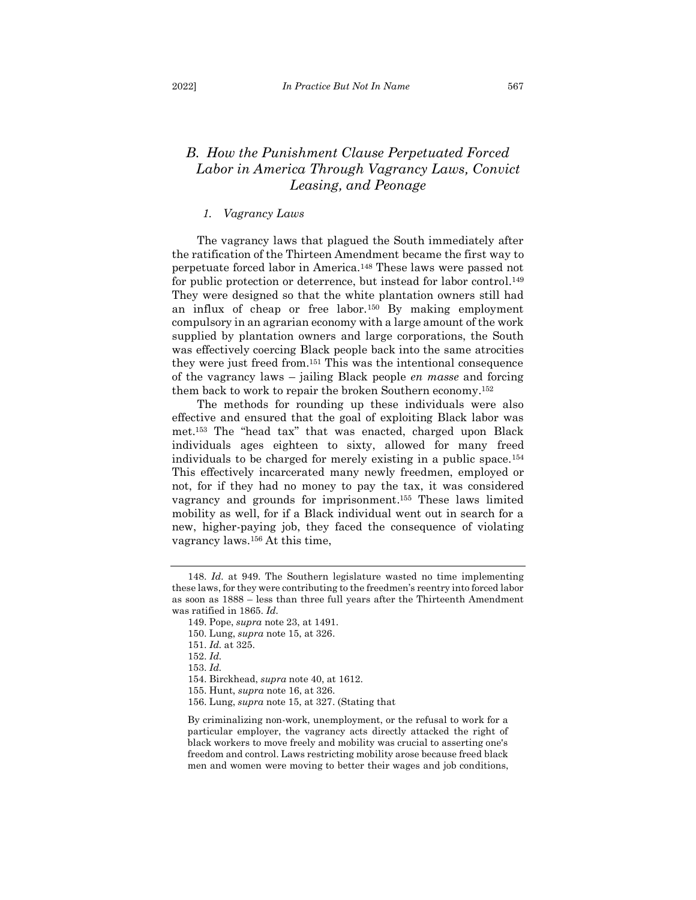## B. How the Punishment Clause Perpetuated Forced Labor in America Through Vagrancy Laws, Convict Leasing, and Peonage

### 1. Vagrancy Laws

The vagrancy laws that plagued the South immediately after the ratification of the Thirteen Amendment became the first way to perpetuate forced labor in America.[148] These laws were passed not for public protection or deterrence, but instead for labor control.[149] They were designed so that the white plantation owners still had an influx of cheap or free labor.[150] By making employment compulsory in an agrarian economy with a large amount of the work supplied by plantation owners and large corporations, the South was effectively coercing Black people back into the same atrocities they were just freed from.[151] This was the intentional consequence of the vagrancy laws – jailing Black people *en masse* and forcing them back to work to repair the broken Southern economy.[152]

The methods for rounding up these individuals were also effective and ensured that the goal of exploiting Black labor was met.[153] The "head tax" that was enacted, charged upon Black individuals ages eighteen to sixty, allowed for many freed individuals to be charged for merely existing in a public space.[154] This effectively incarcerated many newly freedmen, employed or not, for if they had no money to pay the tax, it was considered vagrancy and grounds for imprisonment.[155] These laws limited mobility as well, for if a Black individual went out in search for a new, higher-paying job, they faced the consequence of violating vagrancy laws.[156] At this time,

---

148. *Id.* at 949. The Southern legislature wasted no time implementing these laws, for they were contributing to the freedmen's reentry into forced labor as soon as 1888 – less than three full years after the Thirteenth Amendment was ratified in 1865. *Id.*

149. Pope, *supra* note 23, at 1491.

150. Lung, *supra* note 15, at 326.

151. *Id.* at 325.

152. *Id.*

153. *Id.*

154. Birckhead, *supra* note 40, at 1612.

155. Hunt, *supra* note 16, at 326.

156. Lung, *supra* note 15, at 327. (Stating that

> By criminalizing non-work, unemployment, or the refusal to work for a particular employer, the vagrancy acts directly attacked the right of black workers to move freely and mobility was crucial to asserting one's freedom and control. Laws restricting mobility arose because freed black men and women were moving to better their wages and job conditions,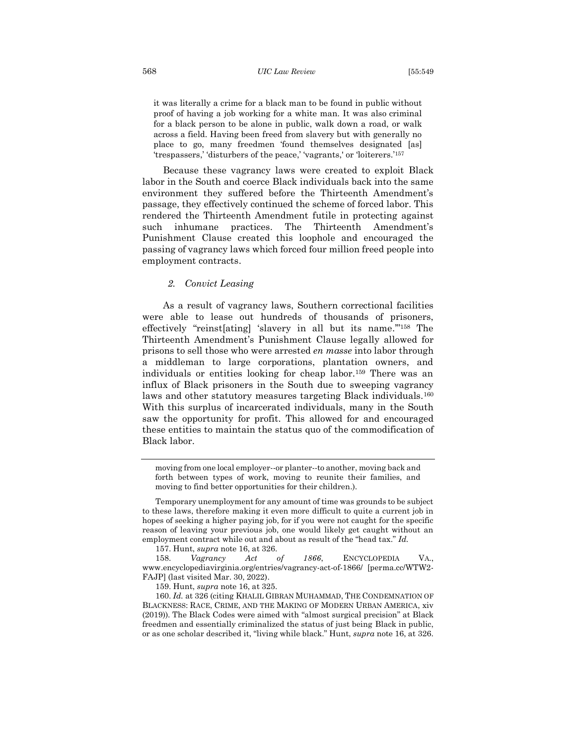> it was literally a crime for a black man to be found in public without proof of having a job working for a white man. It was also criminal for a black person to be alone in public, walk down a road, or walk across a field. Having been freed from slavery but with generally no place to go, many freedmen 'found themselves designated [as] 'trespassers,' 'disturbers of the peace,' 'vagrants,' or 'loiterers.'[157]

Because these vagrancy laws were created to exploit Black labor in the South and coerce Black individuals back into the same environment they suffered before the Thirteenth Amendment's passage, they effectively continued the scheme of forced labor. This rendered the Thirteenth Amendment futile in protecting against such inhumane practices. The Thirteenth Amendment's Punishment Clause created this loophole and encouraged the passing of vagrancy laws which forced four million freed people into employment contracts.

### *2. Convict Leasing*

As a result of vagrancy laws, Southern correctional facilities were able to lease out hundreds of thousands of prisoners, effectively "reinst[ating] 'slavery in all but its name.'"[158] The Thirteenth Amendment's Punishment Clause legally allowed for prisons to sell those who were arrested *en masse* into labor through a middleman to large corporations, plantation owners, and individuals or entities looking for cheap labor.[159] There was an influx of Black prisoners in the South due to sweeping vagrancy laws and other statutory measures targeting Black individuals.[160] With this surplus of incarcerated individuals, many in the South saw the opportunity for profit. This allowed for and encouraged these entities to maintain the status quo of the commodification of Black labor.

---

moving from one local employer--or planter--to another, moving back and forth between types of work, moving to reunite their families, and moving to find better opportunities for their children.).

Temporary unemployment for any amount of time was grounds to be subject to these laws, therefore making it even more difficult to quite a current job in hopes of seeking a higher paying job, for if you were not caught for the specific reason of leaving your previous job, one would likely get caught without an employment contract while out and about as result of the "head tax." *Id.*

157. Hunt, *supra* note 16, at 326.

158. *Vagrancy Act of 1866*, ENCYCLOPEDIA VA., www.encyclopediavirginia.org/entries/vagrancy-act-of-1866/ [perma.cc/WTW2-FAJP] (last visited Mar. 30, 2022).

159. Hunt, *supra* note 16, at 325.

160. *Id.* at 326 (citing KHALIL GIBRAN MUHAMMAD, THE CONDEMNATION OF BLACKNESS: RACE, CRIME, AND THE MAKING OF MODERN URBAN AMERICA, xiv (2019)). The Black Codes were aimed with "almost surgical precision" at Black freedmen and essentially criminalized the status of just being Black in public, or as one scholar described it, "living while black." Hunt, *supra* note 16, at 326.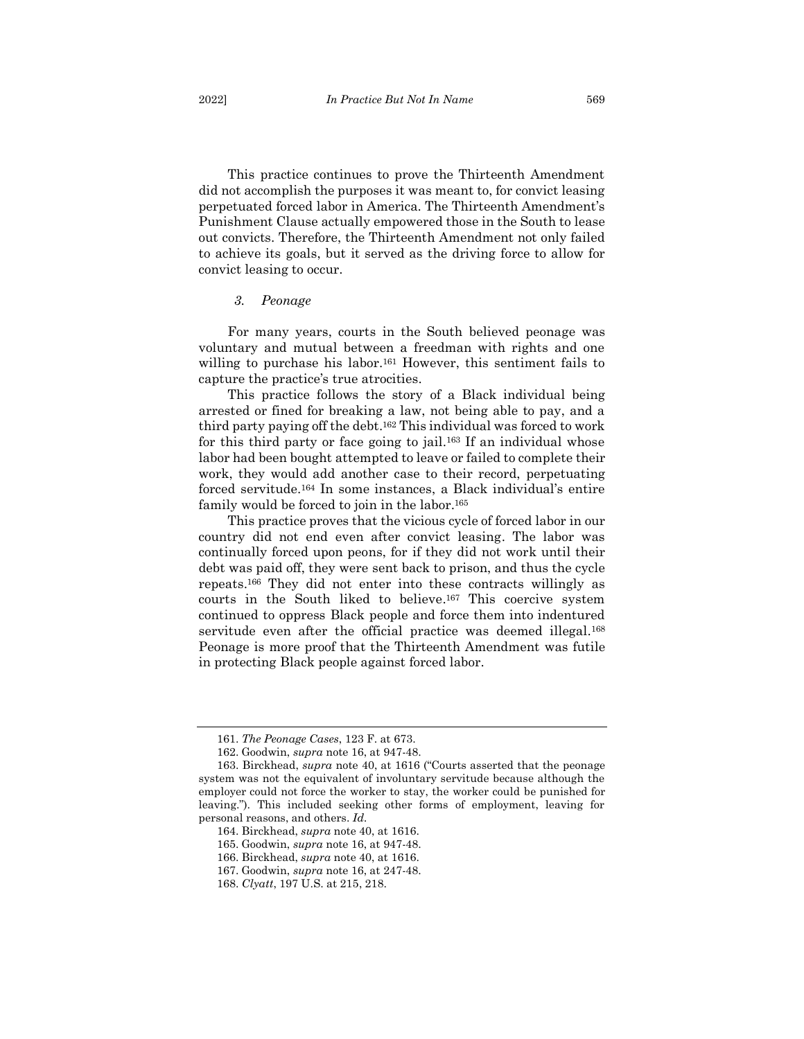This practice continues to prove the Thirteenth Amendment did not accomplish the purposes it was meant to, for convict leasing perpetuated forced labor in America. The Thirteenth Amendment's Punishment Clause actually empowered those in the South to lease out convicts. Therefore, the Thirteenth Amendment not only failed to achieve its goals, but it served as the driving force to allow for convict leasing to occur.

### *3. Peonage*

For many years, courts in the South believed peonage was voluntary and mutual between a freedman with rights and one willing to purchase his labor.[161] However, this sentiment fails to capture the practice's true atrocities.

This practice follows the story of a Black individual being arrested or fined for breaking a law, not being able to pay, and a third party paying off the debt.[162] This individual was forced to work for this third party or face going to jail.[163] If an individual whose labor had been bought attempted to leave or failed to complete their work, they would add another case to their record, perpetuating forced servitude.[164] In some instances, a Black individual's entire family would be forced to join in the labor.[165]

This practice proves that the vicious cycle of forced labor in our country did not end even after convict leasing. The labor was continually forced upon peons, for if they did not work until their debt was paid off, they were sent back to prison, and thus the cycle repeats.[166] They did not enter into these contracts willingly as courts in the South liked to believe.[167] This coercive system continued to oppress Black people and force them into indentured servitude even after the official practice was deemed illegal.[168] Peonage is more proof that the Thirteenth Amendment was futile in protecting Black people against forced labor.

---

161. *The Peonage Cases*, 123 F. at 673.

162. Goodwin, *supra* note 16, at 947-48.

163. Birckhead, *supra* note 40, at 1616 ("Courts asserted that the peonage system was not the equivalent of involuntary servitude because although the employer could not force the worker to stay, the worker could be punished for leaving."). This included seeking other forms of employment, leaving for personal reasons, and others. *Id.*

164. Birckhead, *supra* note 40, at 1616.

165. Goodwin, *supra* note 16, at 947-48.

166. Birckhead, *supra* note 40, at 1616.

167. Goodwin, *supra* note 16, at 247-48.

168. *Clyatt*, 197 U.S. at 215, 218.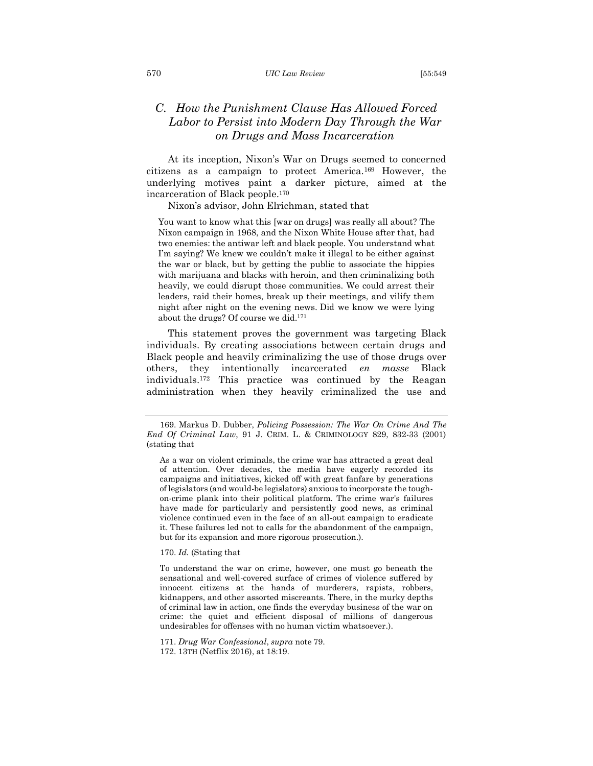### C. *How the Punishment Clause Has Allowed Forced Labor to Persist into Modern Day Through the War on Drugs and Mass Incarceration*

At its inception, Nixon's War on Drugs seemed to concerned citizens as a campaign to protect America.[169] However, the underlying motives paint a darker picture, aimed at the incarceration of Black people.[170]

Nixon's advisor, John Elrichman, stated that

> You want to know what this [war on drugs] was really all about? The Nixon campaign in 1968, and the Nixon White House after that, had two enemies: the antiwar left and black people. You understand what I'm saying? We knew we couldn't make it illegal to be either against the war or black, but by getting the public to associate the hippies with marijuana and blacks with heroin, and then criminalizing both heavily, we could disrupt those communities. We could arrest their leaders, raid their homes, break up their meetings, and vilify them night after night on the evening news. Did we know we were lying about the drugs? Of course we did.[171]

This statement proves the government was targeting Black individuals. By creating associations between certain drugs and Black people and heavily criminalizing the use of those drugs over others, they intentionally incarcerated *en masse* Black individuals.[172] This practice was continued by the Reagan administration when they heavily criminalized the use and

---

169. Markus D. Dubber, *Policing Possession: The War On Crime And The End Of Criminal Law*, 91 J. CRIM. L. & CRIMINOLOGY 829, 832-33 (2001) (stating that

> As a war on violent criminals, the crime war has attracted a great deal of attention. Over decades, the media have eagerly recorded its campaigns and initiatives, kicked off with great fanfare by generations of legislators (and would-be legislators) anxious to incorporate the tough-on-crime plank into their political platform. The crime war's failures have made for particularly and persistently good news, as criminal violence continued even in the face of an all-out campaign to eradicate it. These failures led not to calls for the abandonment of the campaign, but for its expansion and more rigorous prosecution.).

170. *Id.* (Stating that

> To understand the war on crime, however, one must go beneath the sensational and well-covered surface of crimes of violence suffered by innocent citizens at the hands of murderers, rapists, robbers, kidnappers, and other assorted miscreants. There, in the murky depths of criminal law in action, one finds the everyday business of the war on crime: the quiet and efficient disposal of millions of dangerous undesirables for offenses with no human victim whatsoever.).

171. *Drug War Confessional*, *supra* note 79.

172. 13TH (Netflix 2016), at 18:19.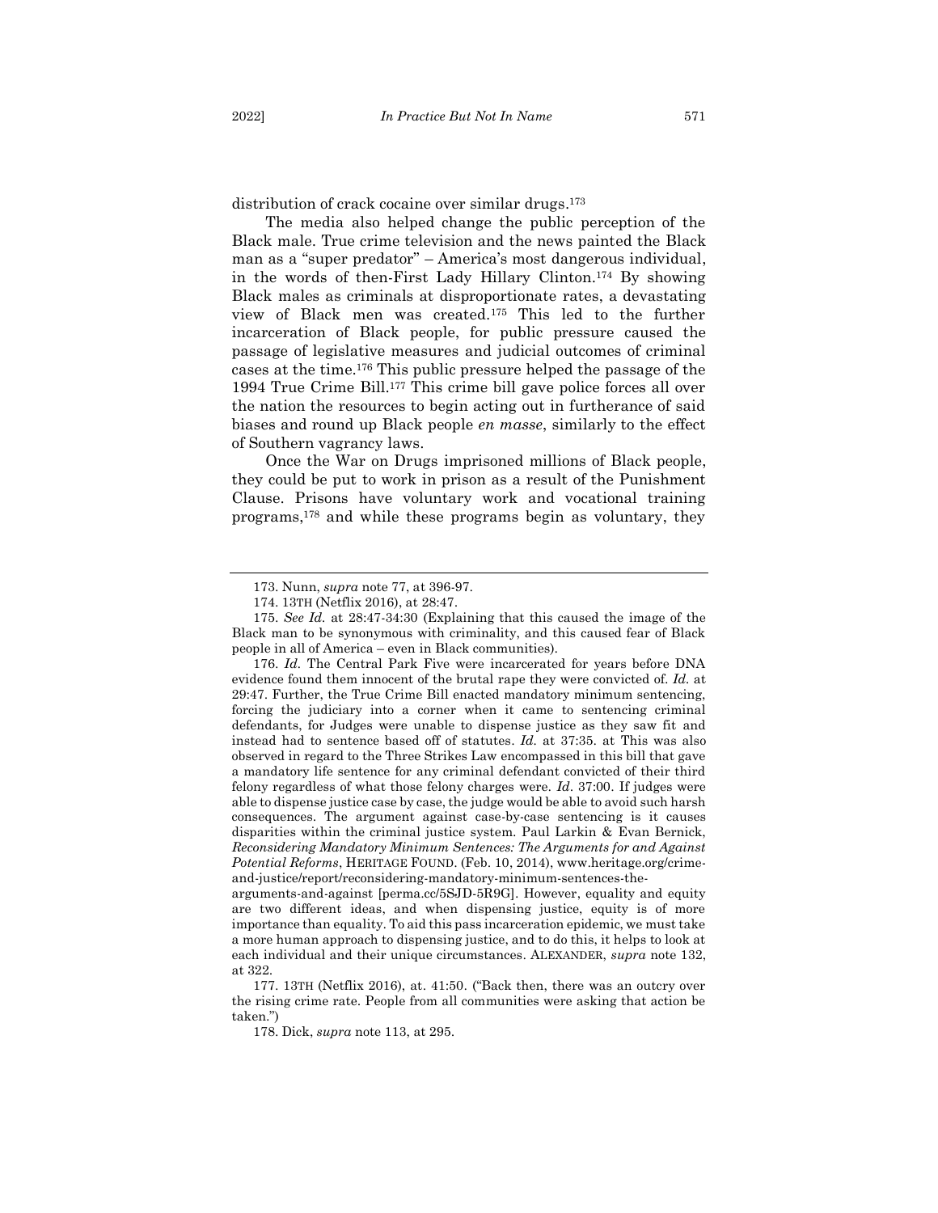distribution of crack cocaine over similar drugs.[173]

The media also helped change the public perception of the Black male. True crime television and the news painted the Black man as a "super predator" – America's most dangerous individual, in the words of then-First Lady Hillary Clinton.[174] By showing Black males as criminals at disproportionate rates, a devastating view of Black men was created.[175] This led to the further incarceration of Black people, for public pressure caused the passage of legislative measures and judicial outcomes of criminal cases at the time.[176] This public pressure helped the passage of the 1994 True Crime Bill.[177] This crime bill gave police forces all over the nation the resources to begin acting out in furtherance of said biases and round up Black people *en masse*, similarly to the effect of Southern vagrancy laws.

Once the War on Drugs imprisoned millions of Black people, they could be put to work in prison as a result of the Punishment Clause. Prisons have voluntary work and vocational training programs,[178] and while these programs begin as voluntary, they

---

173. Nunn, *supra* note 77, at 396-97.

174. 13TH (Netflix 2016), at 28:47.

175. *See Id.* at 28:47-34:30 (Explaining that this caused the image of the Black man to be synonymous with criminality, and this caused fear of Black people in all of America – even in Black communities).

176. *Id.* The Central Park Five were incarcerated for years before DNA evidence found them innocent of the brutal rape they were convicted of. *Id.* at 29:47. Further, the True Crime Bill enacted mandatory minimum sentencing, forcing the judiciary into a corner when it came to sentencing criminal defendants, for Judges were unable to dispense justice as they saw fit and instead had to sentence based off of statutes. *Id.* at 37:35. at This was also observed in regard to the Three Strikes Law encompassed in this bill that gave a mandatory life sentence for any criminal defendant convicted of their third felony regardless of what those felony charges were. *Id*. 37:00. If judges were able to dispense justice case by case, the judge would be able to avoid such harsh consequences. The argument against case-by-case sentencing is it causes disparities within the criminal justice system. Paul Larkin & Evan Bernick, *Reconsidering Mandatory Minimum Sentences: The Arguments for and Against Potential Reforms*, HERITAGE FOUND. (Feb. 10, 2014), www.heritage.org/crime-and-justice/report/reconsidering-mandatory-minimum-sentences-the-arguments-and-against [perma.cc/5SJD-5R9G]. However, equality and equity are two different ideas, and when dispensing justice, equity is of more importance than equality. To aid this pass incarceration epidemic, we must take a more human approach to dispensing justice, and to do this, it helps to look at each individual and their unique circumstances. ALEXANDER, *supra* note 132, at 322.

177. 13TH (Netflix 2016), at. 41:50. ("Back then, there was an outcry over the rising crime rate. People from all communities were asking that action be taken.")

178. Dick, *supra* note 113, at 295.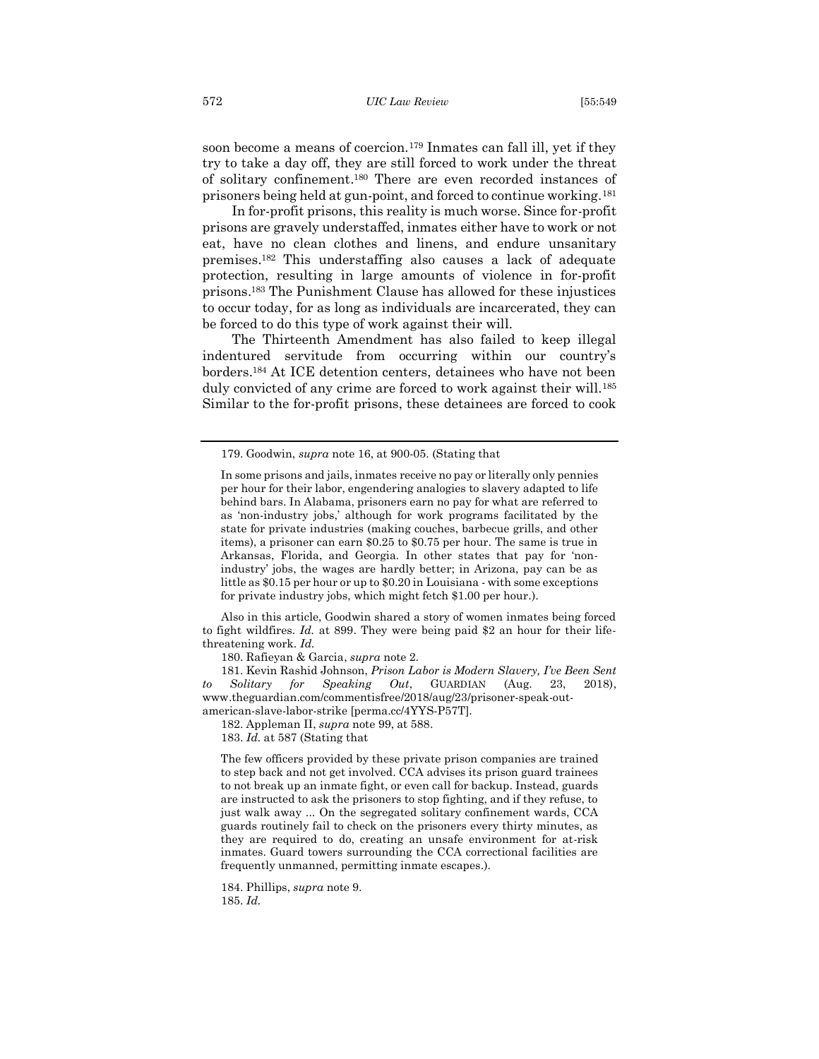soon become a means of coercion.[179] Inmates can fall ill, yet if they try to take a day off, they are still forced to work under the threat of solitary confinement.[180] There are even recorded instances of prisoners being held at gun-point, and forced to continue working.[181]

In for-profit prisons, this reality is much worse. Since for-profit prisons are gravely understaffed, inmates either have to work or not eat, have no clean clothes and linens, and endure unsanitary premises.[182] This understaffing also causes a lack of adequate protection, resulting in large amounts of violence in for-profit prisons.[183] The Punishment Clause has allowed for these injustices to occur today, for as long as individuals are incarcerated, they can be forced to do this type of work against their will.

The Thirteenth Amendment has also failed to keep illegal indentured servitude from occurring within our country's borders.[184] At ICE detention centers, detainees who have not been duly convicted of any crime are forced to work against their will.[185] Similar to the for-profit prisons, these detainees are forced to cook

---

179. Goodwin, *supra* note 16, at 900-05. (Stating that

> In some prisons and jails, inmates receive no pay or literally only pennies per hour for their labor, engendering analogies to slavery adapted to life behind bars. In Alabama, prisoners earn no pay for what are referred to as 'non-industry jobs,' although for work programs facilitated by the state for private industries (making couches, barbecue grills, and other items), a prisoner can earn \$0.25 to \$0.75 per hour. The same is true in Arkansas, Florida, and Georgia. In other states that pay for 'non-industry' jobs, the wages are hardly better; in Arizona, pay can be as little as \$0.15 per hour or up to \$0.20 in Louisiana - with some exceptions for private industry jobs, which might fetch \$1.00 per hour.).

Also in this article, Goodwin shared a story of women inmates being forced to fight wildfires. *Id.* at 899. They were being paid \$2 an hour for their life-threatening work. *Id.*

180. Rafieyan & Garcia, *supra* note 2.

181. Kevin Rashid Johnson, *Prison Labor is Modern Slavery, I've Been Sent to Solitary for Speaking Out*, GUARDIAN (Aug. 23, 2018), www.theguardian.com/commentisfree/2018/aug/23/prisoner-speak-out-american-slave-labor-strike [perma.cc/4YYS-P57T].

182. Appleman II, *supra* note 99, at 588.

183. *Id.* at 587 (Stating that

> The few officers provided by these private prison companies are trained to step back and not get involved. CCA advises its prison guard trainees to not break up an inmate fight, or even call for backup. Instead, guards are instructed to ask the prisoners to stop fighting, and if they refuse, to just walk away ... On the segregated solitary confinement wards, CCA guards routinely fail to check on the prisoners every thirty minutes, as they are required to do, creating an unsafe environment for at-risk inmates. Guard towers surrounding the CCA correctional facilities are frequently unmanned, permitting inmate escapes.).

184. Phillips, *supra* note 9.

185. *Id.*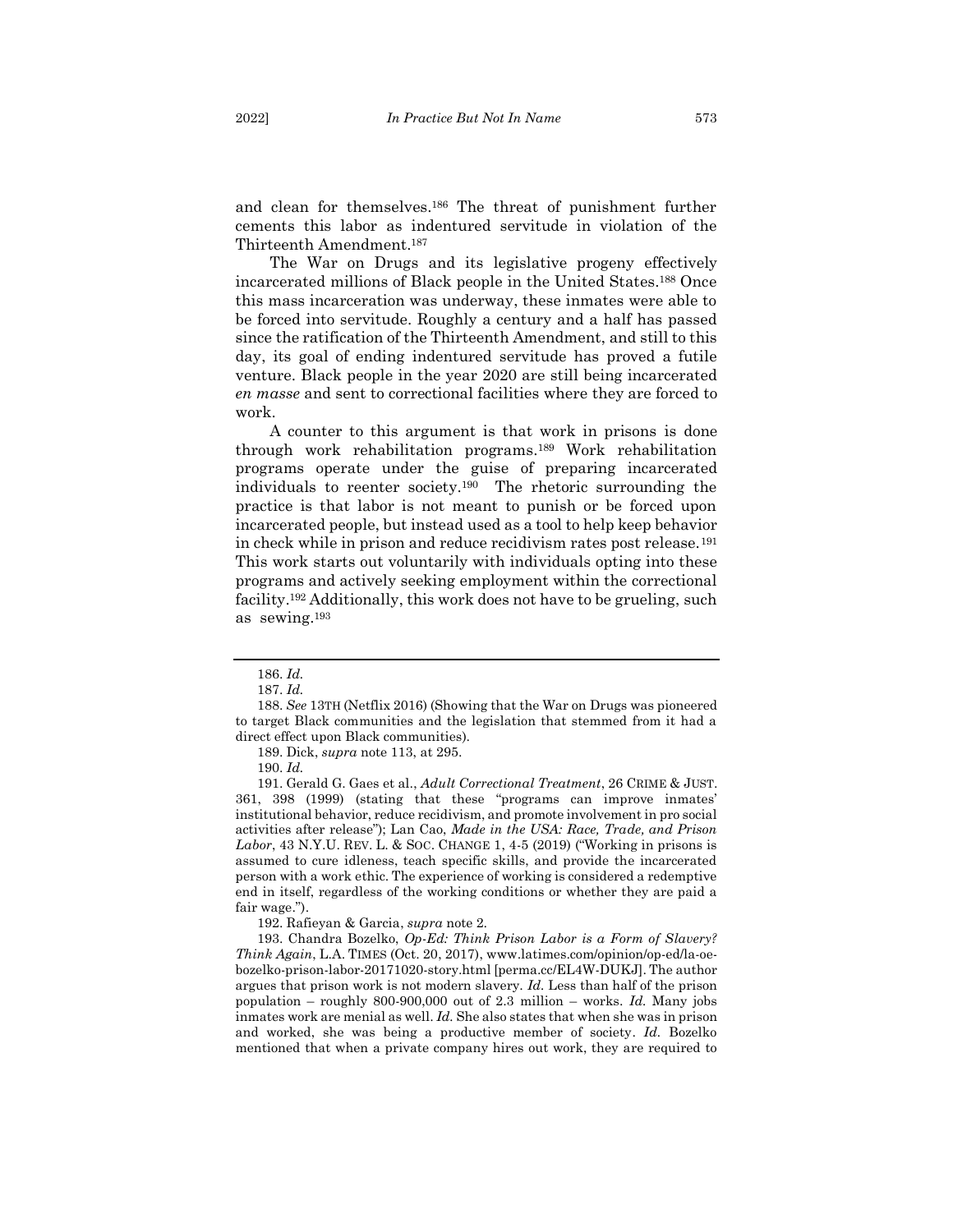and clean for themselves.[186] The threat of punishment further cements this labor as indentured servitude in violation of the Thirteenth Amendment.[187]

The War on Drugs and its legislative progeny effectively incarcerated millions of Black people in the United States.[188] Once this mass incarceration was underway, these inmates were able to be forced into servitude. Roughly a century and a half has passed since the ratification of the Thirteenth Amendment, and still to this day, its goal of ending indentured servitude has proved a futile venture. Black people in the year 2020 are still being incarcerated *en masse* and sent to correctional facilities where they are forced to work.

A counter to this argument is that work in prisons is done through work rehabilitation programs.[189] Work rehabilitation programs operate under the guise of preparing incarcerated individuals to reenter society.[190] The rhetoric surrounding the practice is that labor is not meant to punish or be forced upon incarcerated people, but instead used as a tool to help keep behavior in check while in prison and reduce recidivism rates post release.[191] This work starts out voluntarily with individuals opting into these programs and actively seeking employment within the correctional facility.[192] Additionally, this work does not have to be grueling, such as sewing.[193]

---

186. *Id.*

187. *Id.*

188. *See* 13TH (Netflix 2016) (Showing that the War on Drugs was pioneered to target Black communities and the legislation that stemmed from it had a direct effect upon Black communities).

189. Dick, *supra* note 113, at 295.

190. *Id.*

191. Gerald G. Gaes et al., *Adult Correctional Treatment*, 26 CRIME & JUST. 361, 398 (1999) (stating that these "programs can improve inmates' institutional behavior, reduce recidivism, and promote involvement in pro social activities after release"); Lan Cao, *Made in the USA: Race, Trade, and Prison Labor*, 43 N.Y.U. REV. L. & SOC. CHANGE 1, 4-5 (2019) ("Working in prisons is assumed to cure idleness, teach specific skills, and provide the incarcerated person with a work ethic. The experience of working is considered a redemptive end in itself, regardless of the working conditions or whether they are paid a fair wage.").

192. Rafieyan & Garcia, *supra* note 2.

193. Chandra Bozelko, *Op-Ed: Think Prison Labor is a Form of Slavery? Think Again*, L.A. TIMES (Oct. 20, 2017), www.latimes.com/opinion/op-ed/la-oe-bozelko-prison-labor-20171020-story.html [perma.cc/EL4W-DUKJ]. The author argues that prison work is not modern slavery. *Id.* Less than half of the prison population – roughly 800-900,000 out of 2.3 million – works. *Id.* Many jobs inmates work are menial as well. *Id.* She also states that when she was in prison and worked, she was being a productive member of society. *Id.* Bozelko mentioned that when a private company hires out work, they are required to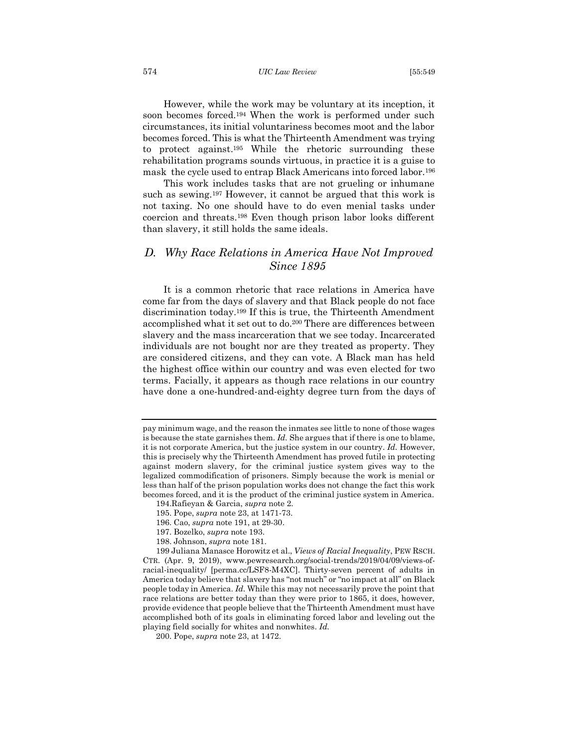However, while the work may be voluntary at its inception, it soon becomes forced.[194] When the work is performed under such circumstances, its initial voluntariness becomes moot and the labor becomes forced. This is what the Thirteenth Amendment was trying to protect against.[195] While the rhetoric surrounding these rehabilitation programs sounds virtuous, in practice it is a guise to mask the cycle used to entrap Black Americans into forced labor.[196]

This work includes tasks that are not grueling or inhumane such as sewing.[197] However, it cannot be argued that this work is not taxing. No one should have to do even menial tasks under coercion and threats.[198] Even though prison labor looks different than slavery, it still holds the same ideals.

### *D. Why Race Relations in America Have Not Improved Since 1895*

It is a common rhetoric that race relations in America have come far from the days of slavery and that Black people do not face discrimination today.[199] If this is true, the Thirteenth Amendment accomplished what it set out to do.[200] There are differences between slavery and the mass incarceration that we see today. Incarcerated individuals are not bought nor are they treated as property. They are considered citizens, and they can vote. A Black man has held the highest office within our country and was even elected for two terms. Facially, it appears as though race relations in our country have done a one-hundred-and-eighty degree turn from the days of

---

pay minimum wage, and the reason the inmates see little to none of those wages is because the state garnishes them. *Id.* She argues that if there is one to blame, it is not corporate America, but the justice system in our country. *Id.* However, this is precisely why the Thirteenth Amendment has proved futile in protecting against modern slavery, for the criminal justice system gives way to the legalized commodification of prisoners. Simply because the work is menial or less than half of the prison population works does not change the fact this work becomes forced, and it is the product of the criminal justice system in America.

194. Rafieyan & Garcia, *supra* note 2.

195. Pope, *supra* note 23, at 1471-73.

196. Cao, *supra* note 191, at 29-30.

197. Bozelko, *supra* note 193.

198. Johnson, *supra* note 181.

199 Juliana Manasce Horowitz et al., *Views of Racial Inequality*, PEW RSCH. CTR. (Apr. 9, 2019), www.pewresearch.org/social-trends/2019/04/09/views-of-racial-inequality/ [perma.cc/LSF8-M4XC]. Thirty-seven percent of adults in America today believe that slavery has "not much" or "no impact at all" on Black people today in America. *Id.* While this may not necessarily prove the point that race relations are better today than they were prior to 1865, it does, however, provide evidence that people believe that the Thirteenth Amendment must have accomplished both of its goals in eliminating forced labor and leveling out the playing field socially for whites and nonwhites. *Id.*

200. Pope, *supra* note 23, at 1472.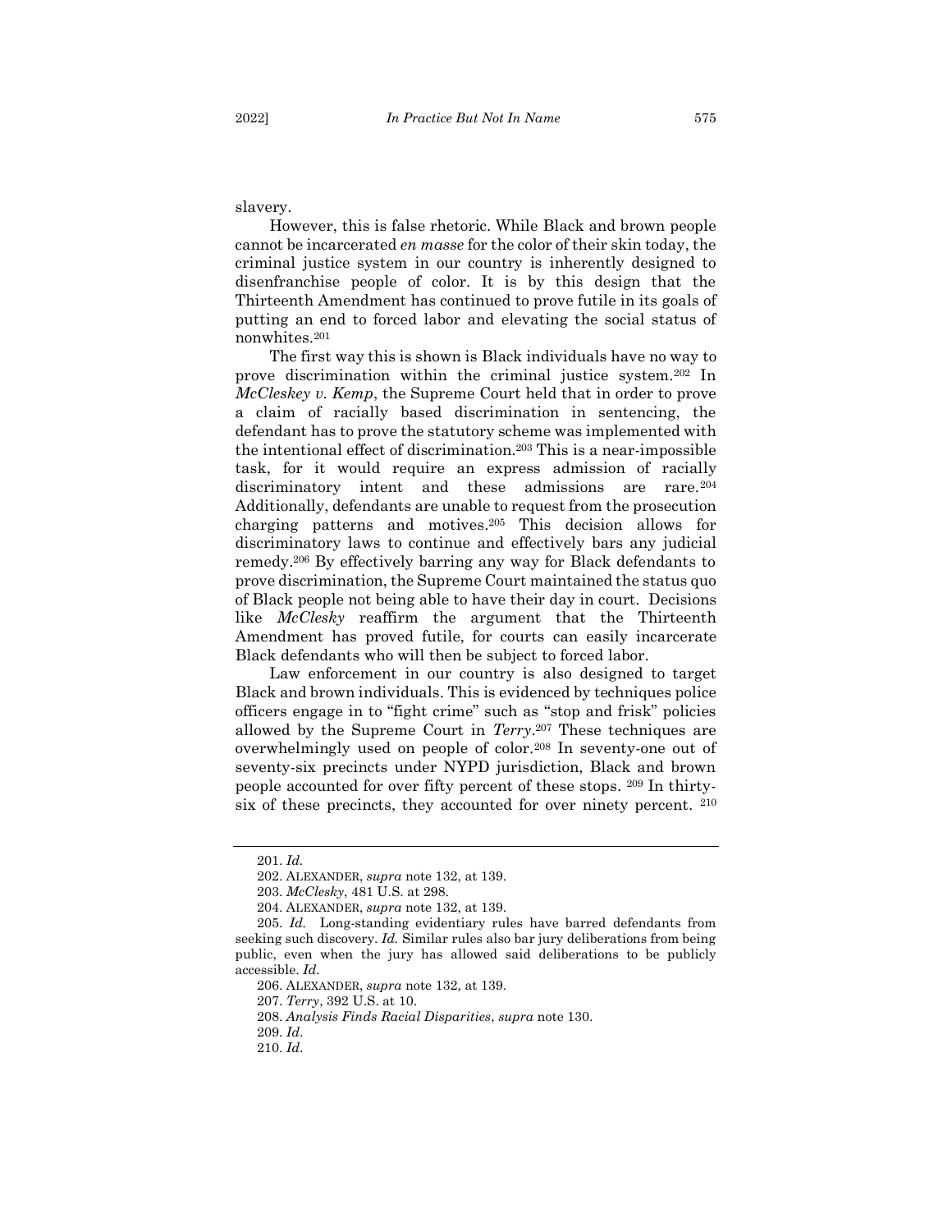slavery.

However, this is false rhetoric. While Black and brown people cannot be incarcerated *en masse* for the color of their skin today, the criminal justice system in our country is inherently designed to disenfranchise people of color. It is by this design that the Thirteenth Amendment has continued to prove futile in its goals of putting an end to forced labor and elevating the social status of nonwhites.[201]

The first way this is shown is Black individuals have no way to prove discrimination within the criminal justice system.[202] In *McCleskey v. Kemp*, the Supreme Court held that in order to prove a claim of racially based discrimination in sentencing, the defendant has to prove the statutory scheme was implemented with the intentional effect of discrimination.[203] This is a near-impossible task, for it would require an express admission of racially discriminatory intent and these admissions are rare.[204] Additionally, defendants are unable to request from the prosecution charging patterns and motives.[205] This decision allows for discriminatory laws to continue and effectively bars any judicial remedy.[206] By effectively barring any way for Black defendants to prove discrimination, the Supreme Court maintained the status quo of Black people not being able to have their day in court. Decisions like *McClesky* reaffirm the argument that the Thirteenth Amendment has proved futile, for courts can easily incarcerate Black defendants who will then be subject to forced labor.

Law enforcement in our country is also designed to target Black and brown individuals. This is evidenced by techniques police officers engage in to "fight crime" such as "stop and frisk" policies allowed by the Supreme Court in *Terry*.[207] These techniques are overwhelmingly used on people of color.[208] In seventy-one out of seventy-six precincts under NYPD jurisdiction, Black and brown people accounted for over fifty percent of these stops.[209] In thirty-six of these precincts, they accounted for over ninety percent.[210]

---

201. *Id.*

202. ALEXANDER, *supra* note 132, at 139.

203. *McClesky*, 481 U.S. at 298.

204. ALEXANDER, *supra* note 132, at 139.

205. *Id.* Long-standing evidentiary rules have barred defendants from seeking such discovery. *Id.* Similar rules also bar jury deliberations from being public, even when the jury has allowed said deliberations to be publicly accessible. *Id.*

206. ALEXANDER, *supra* note 132, at 139.

207. *Terry*, 392 U.S. at 10.

208. *Analysis Finds Racial Disparities*, *supra* note 130.

209. *Id*.

210. *Id*.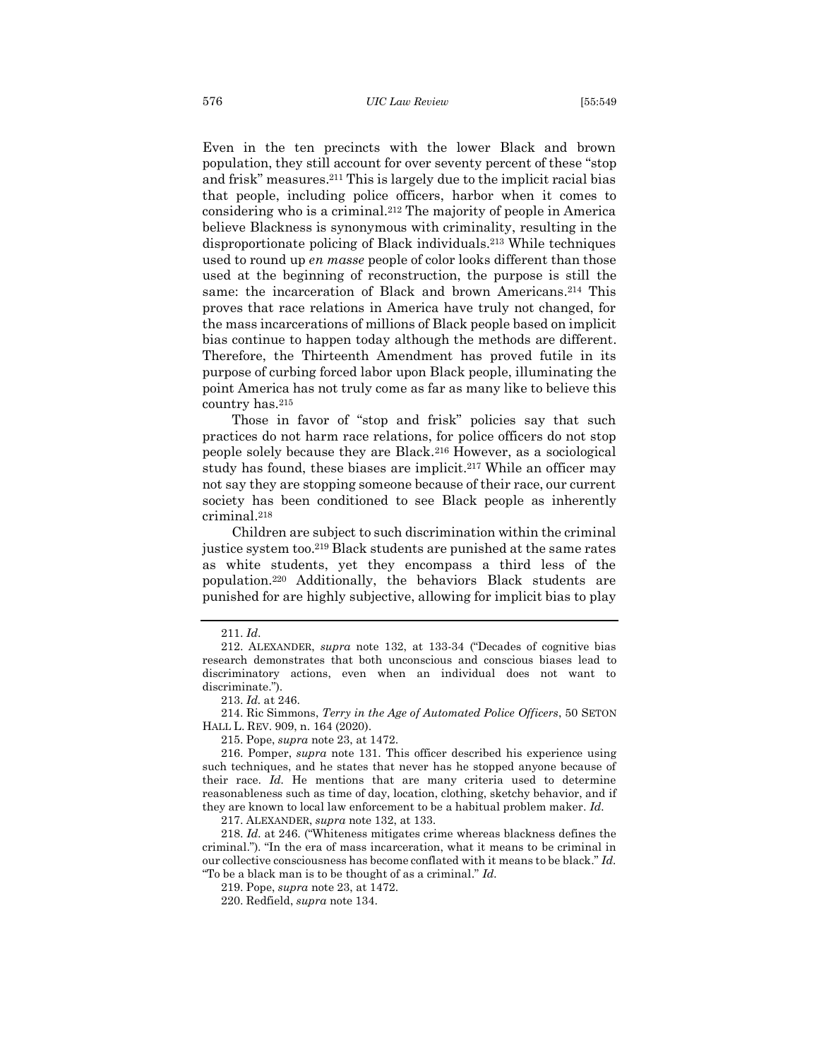Even in the ten precincts with the lower Black and brown population, they still account for over seventy percent of these "stop and frisk" measures.[211] This is largely due to the implicit racial bias that people, including police officers, harbor when it comes to considering who is a criminal.[212] The majority of people in America believe Blackness is synonymous with criminality, resulting in the disproportionate policing of Black individuals.[213] While techniques used to round up *en masse* people of color looks different than those used at the beginning of reconstruction, the purpose is still the same: the incarceration of Black and brown Americans.[214] This proves that race relations in America have truly not changed, for the mass incarcerations of millions of Black people based on implicit bias continue to happen today although the methods are different. Therefore, the Thirteenth Amendment has proved futile in its purpose of curbing forced labor upon Black people, illuminating the point America has not truly come as far as many like to believe this country has.[215]

Those in favor of "stop and frisk" policies say that such practices do not harm race relations, for police officers do not stop people solely because they are Black.[216] However, as a sociological study has found, these biases are implicit.[217] While an officer may not say they are stopping someone because of their race, our current society has been conditioned to see Black people as inherently criminal.[218]

Children are subject to such discrimination within the criminal justice system too.[219] Black students are punished at the same rates as white students, yet they encompass a third less of the population.[220] Additionally, the behaviors Black students are punished for are highly subjective, allowing for implicit bias to play

---

211. *Id*.

212. ALEXANDER, *supra* note 132, at 133-34 ("Decades of cognitive bias research demonstrates that both unconscious and conscious biases lead to discriminatory actions, even when an individual does not want to discriminate.").

213. *Id.* at 246.

214. Ric Simmons, *Terry in the Age of Automated Police Officers*, 50 SETON HALL L. REV. 909, n. 164 (2020).

215. Pope, *supra* note 23, at 1472.

216. Pomper, *supra* note 131. This officer described his experience using such techniques, and he states that never has he stopped anyone because of their race. *Id.* He mentions that are many criteria used to determine reasonableness such as time of day, location, clothing, sketchy behavior, and if they are known to local law enforcement to be a habitual problem maker. *Id.*

217. ALEXANDER, *supra* note 132, at 133.

218. *Id.* at 246. ("Whiteness mitigates crime whereas blackness defines the criminal."). "In the era of mass incarceration, what it means to be criminal in our collective consciousness has become conflated with it means to be black." *Id.* "To be a black man is to be thought of as a criminal." *Id.*

219. Pope, *supra* note 23, at 1472.

220. Redfield, *supra* note 134.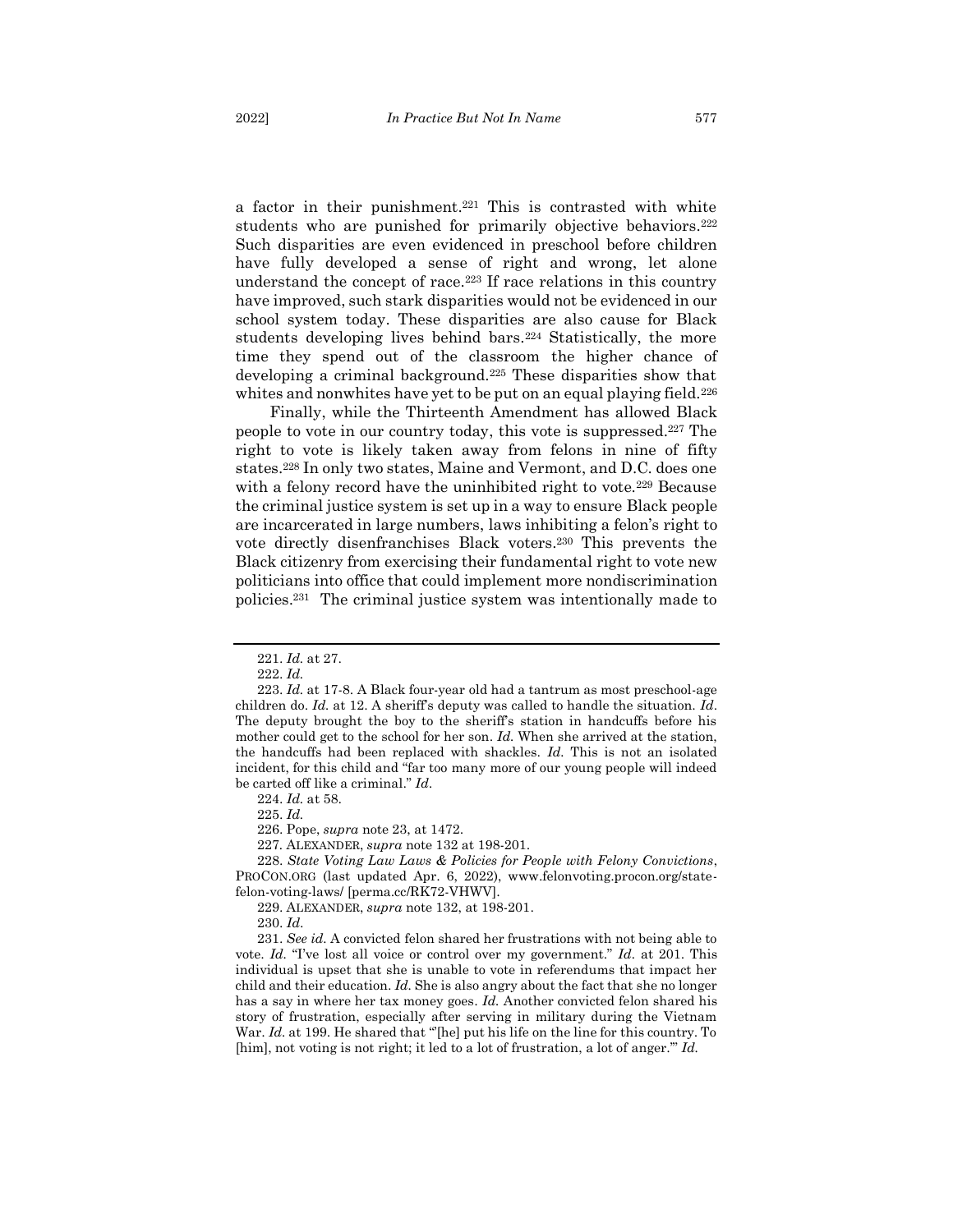a factor in their punishment.[221] This is contrasted with white students who are punished for primarily objective behaviors.[222] Such disparities are even evidenced in preschool before children have fully developed a sense of right and wrong, let alone understand the concept of race.[223] If race relations in this country have improved, such stark disparities would not be evidenced in our school system today. These disparities are also cause for Black students developing lives behind bars.[224] Statistically, the more time they spend out of the classroom the higher chance of developing a criminal background.[225] These disparities show that whites and nonwhites have yet to be put on an equal playing field.[226]

Finally, while the Thirteenth Amendment has allowed Black people to vote in our country today, this vote is suppressed.[227] The right to vote is likely taken away from felons in nine of fifty states.[228] In only two states, Maine and Vermont, and D.C. does one with a felony record have the uninhibited right to vote.[229] Because the criminal justice system is set up in a way to ensure Black people are incarcerated in large numbers, laws inhibiting a felon's right to vote directly disenfranchises Black voters.[230] This prevents the Black citizenry from exercising their fundamental right to vote new politicians into office that could implement more nondiscrimination policies.[231] The criminal justice system was intentionally made to

---

221. *Id.* at 27.

222. *Id.*

223. *Id.* at 17-8. A Black four-year old had a tantrum as most preschool-age children do. *Id.* at 12. A sheriff's deputy was called to handle the situation. *Id*. The deputy brought the boy to the sheriff's station in handcuffs before his mother could get to the school for her son. *Id.* When she arrived at the station, the handcuffs had been replaced with shackles. *Id.* This is not an isolated incident, for this child and "far too many more of our young people will indeed be carted off like a criminal." *Id*.

224. *Id.* at 58.

225. *Id.*

226. Pope, *supra* note 23, at 1472.

227. ALEXANDER, *supra* note 132 at 198-201.

228. *State Voting Law Laws & Policies for People with Felony Convictions*, PROCON.ORG (last updated Apr. 6, 2022), www.felonvoting.procon.org/state-felon-voting-laws/ [perma.cc/RK72-VHWV].

229. ALEXANDER, *supra* note 132, at 198-201.

230. *Id*.

231. *See id*. A convicted felon shared her frustrations with not being able to vote. *Id*. "I've lost all voice or control over my government." *Id*. at 201. This individual is upset that she is unable to vote in referendums that impact her child and their education. *Id*. She is also angry about the fact that she no longer has a say in where her tax money goes. *Id.* Another convicted felon shared his story of frustration, especially after serving in military during the Vietnam War. *Id*. at 199. He shared that "'[he] put his life on the line for this country. To [him], not voting is not right; it led to a lot of frustration, a lot of anger.'" *Id.*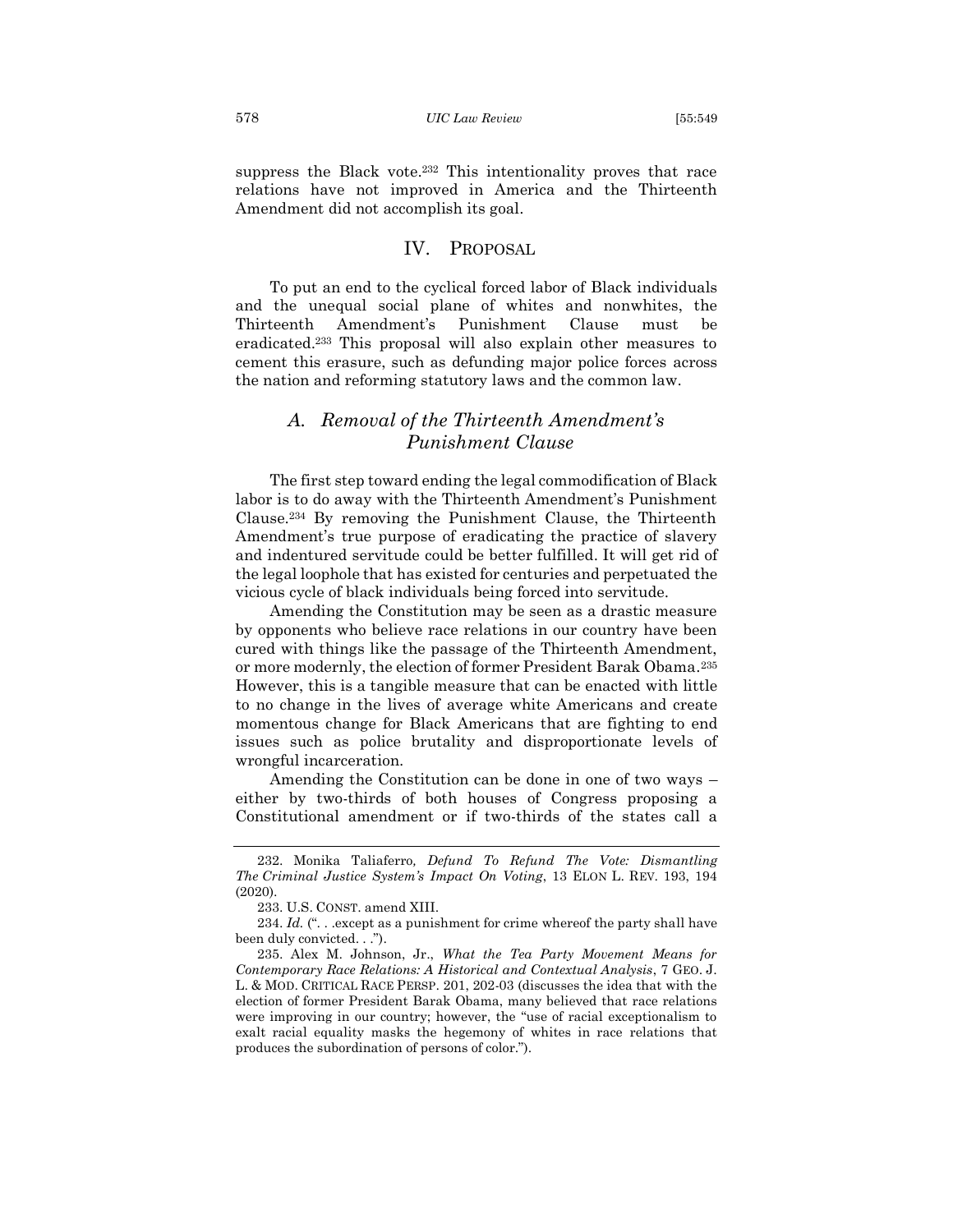suppress the Black vote.[232] This intentionality proves that race relations have not improved in America and the Thirteenth Amendment did not accomplish its goal.

## IV. PROPOSAL

To put an end to the cyclical forced labor of Black individuals and the unequal social plane of whites and nonwhites, the Thirteenth Amendment's Punishment Clause must be eradicated.[233] This proposal will also explain other measures to cement this erasure, such as defunding major police forces across the nation and reforming statutory laws and the common law.

### *A. Removal of the Thirteenth Amendment's Punishment Clause*

The first step toward ending the legal commodification of Black labor is to do away with the Thirteenth Amendment's Punishment Clause.[234] By removing the Punishment Clause, the Thirteenth Amendment's true purpose of eradicating the practice of slavery and indentured servitude could be better fulfilled. It will get rid of the legal loophole that has existed for centuries and perpetuated the vicious cycle of black individuals being forced into servitude.

Amending the Constitution may be seen as a drastic measure by opponents who believe race relations in our country have been cured with things like the passage of the Thirteenth Amendment, or more modernly, the election of former President Barak Obama.[235] However, this is a tangible measure that can be enacted with little to no change in the lives of average white Americans and create momentous change for Black Americans that are fighting to end issues such as police brutality and disproportionate levels of wrongful incarceration.

Amending the Constitution can be done in one of two ways – either by two-thirds of both houses of Congress proposing a Constitutional amendment or if two-thirds of the states call a

---

232. Monika Taliaferro*, Defund To Refund The Vote: Dismantling The Criminal Justice System's Impact On Voting*, 13 ELON L. REV. 193, 194 (2020).

233. U.S. CONST. amend XIII.

234. *Id.* (". . .except as a punishment for crime whereof the party shall have been duly convicted. . .").

235. Alex M. Johnson, Jr., *What the Tea Party Movement Means for Contemporary Race Relations: A Historical and Contextual Analysis*, 7 GEO. J. L. & MOD. CRITICAL RACE PERSP. 201, 202-03 (discusses the idea that with the election of former President Barak Obama, many believed that race relations were improving in our country; however, the "use of racial exceptionalism to exalt racial equality masks the hegemony of whites in race relations that produces the subordination of persons of color.").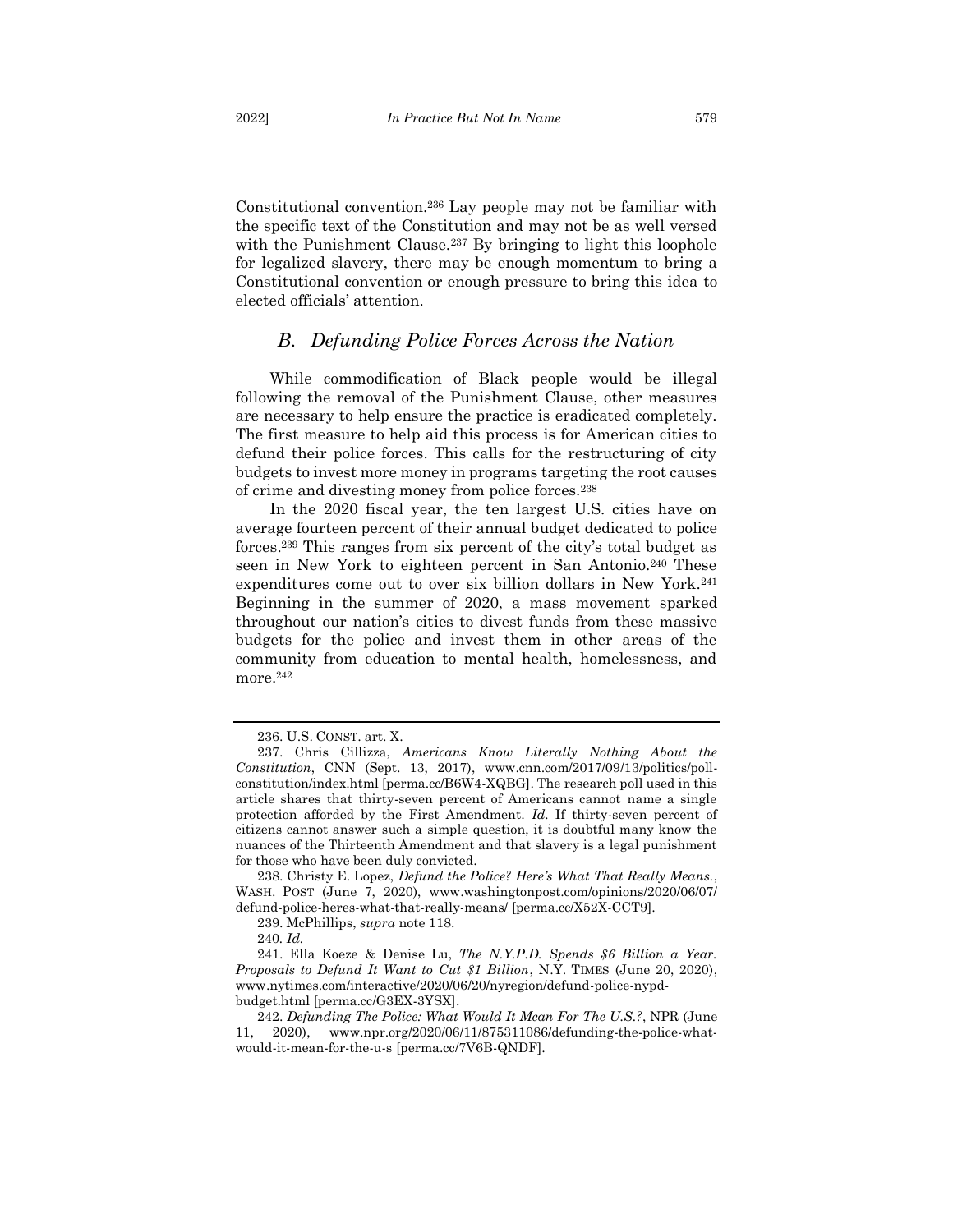Constitutional convention.[236] Lay people may not be familiar with the specific text of the Constitution and may not be as well versed with the Punishment Clause.[237] By bringing to light this loophole for legalized slavery, there may be enough momentum to bring a Constitutional convention or enough pressure to bring this idea to elected officials' attention.

### *B. Defunding Police Forces Across the Nation*

While commodification of Black people would be illegal following the removal of the Punishment Clause, other measures are necessary to help ensure the practice is eradicated completely. The first measure to help aid this process is for American cities to defund their police forces. This calls for the restructuring of city budgets to invest more money in programs targeting the root causes of crime and divesting money from police forces.[238]

In the 2020 fiscal year, the ten largest U.S. cities have on average fourteen percent of their annual budget dedicated to police forces.[239] This ranges from six percent of the city's total budget as seen in New York to eighteen percent in San Antonio.[240] These expenditures come out to over six billion dollars in New York.[241] Beginning in the summer of 2020, a mass movement sparked throughout our nation's cities to divest funds from these massive budgets for the police and invest them in other areas of the community from education to mental health, homelessness, and more.[242]

---

236. U.S. CONST. art. X.

237. Chris Cillizza, *Americans Know Literally Nothing About the Constitution*, CNN (Sept. 13, 2017), www.cnn.com/2017/09/13/politics/poll-constitution/index.html [perma.cc/B6W4-XQBG]. The research poll used in this article shares that thirty-seven percent of Americans cannot name a single protection afforded by the First Amendment. *Id.* If thirty-seven percent of citizens cannot answer such a simple question, it is doubtful many know the nuances of the Thirteenth Amendment and that slavery is a legal punishment for those who have been duly convicted.

238. Christy E. Lopez, *Defund the Police? Here's What That Really Means.*, WASH. POST (June 7, 2020), www.washingtonpost.com/opinions/2020/06/07/defund-police-heres-what-that-really-means/ [perma.cc/X52X-CCT9].

239. McPhillips, *supra* note 118.

240. *Id.*

241. Ella Koeze & Denise Lu, *The N.Y.P.D. Spends $6 Billion a Year. Proposals to Defund It Want to Cut $1 Billion*, N.Y. TIMES (June 20, 2020), www.nytimes.com/interactive/2020/06/20/nyregion/defund-police-nypd-budget.html [perma.cc/G3EX-3YSX].

242. *Defunding The Police: What Would It Mean For The U.S.?*, NPR (June 11, 2020), www.npr.org/2020/06/11/875311086/defunding-the-police-what-would-it-mean-for-the-u-s [perma.cc/7V6B-QNDF].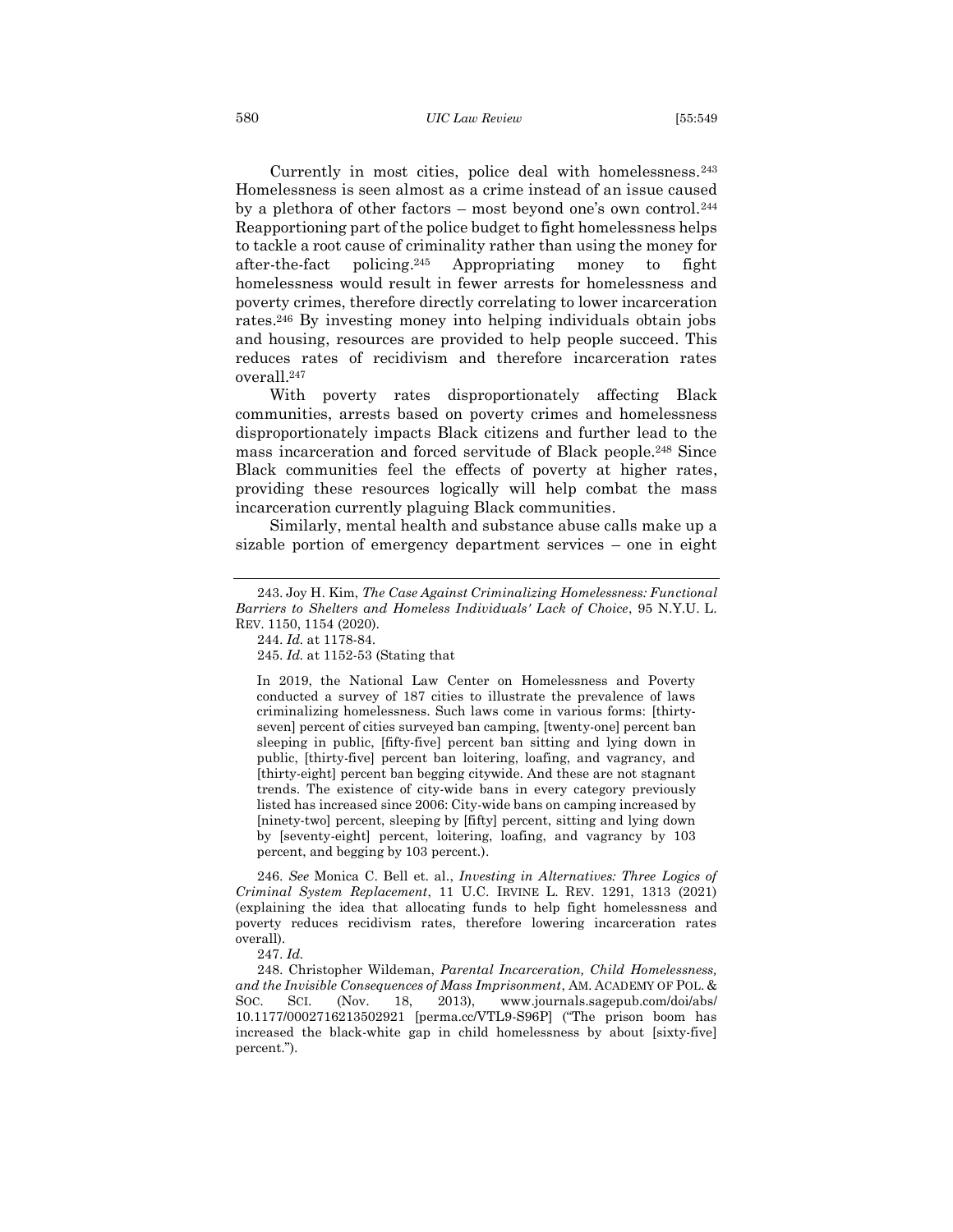Currently in most cities, police deal with homelessness.[243] Homelessness is seen almost as a crime instead of an issue caused by a plethora of other factors – most beyond one's own control.[244] Reapportioning part of the police budget to fight homelessness helps to tackle a root cause of criminality rather than using the money for after-the-fact policing.[245] Appropriating money to fight homelessness would result in fewer arrests for homelessness and poverty crimes, therefore directly correlating to lower incarceration rates.[246] By investing money into helping individuals obtain jobs and housing, resources are provided to help people succeed. This reduces rates of recidivism and therefore incarceration rates overall.[247]

With poverty rates disproportionately affecting Black communities, arrests based on poverty crimes and homelessness disproportionately impacts Black citizens and further lead to the mass incarceration and forced servitude of Black people.[248] Since Black communities feel the effects of poverty at higher rates, providing these resources logically will help combat the mass incarceration currently plaguing Black communities.

Similarly, mental health and substance abuse calls make up a sizable portion of emergency department services – one in eight

---

243. Joy H. Kim, *The Case Against Criminalizing Homelessness: Functional Barriers to Shelters and Homeless Individuals' Lack of Choice*, 95 N.Y.U. L. REV. 1150, 1154 (2020).

244. *Id.* at 1178-84.

245. *Id.* at 1152-53 (Stating that

> In 2019, the National Law Center on Homelessness and Poverty conducted a survey of 187 cities to illustrate the prevalence of laws criminalizing homelessness. Such laws come in various forms: [thirty-seven] percent of cities surveyed ban camping, [twenty-one] percent ban sleeping in public, [fifty-five] percent ban sitting and lying down in public, [thirty-five] percent ban loitering, loafing, and vagrancy, and [thirty-eight] percent ban begging citywide. And these are not stagnant trends. The existence of city-wide bans in every category previously listed has increased since 2006: City-wide bans on camping increased by [ninety-two] percent, sleeping by [fifty] percent, sitting and lying down by [seventy-eight] percent, loitering, loafing, and vagrancy by 103 percent, and begging by 103 percent.).

246. *See* Monica C. Bell et. al., *Investing in Alternatives: Three Logics of Criminal System Replacement*, 11 U.C. IRVINE L. REV. 1291, 1313 (2021) (explaining the idea that allocating funds to help fight homelessness and poverty reduces recidivism rates, therefore lowering incarceration rates overall).

247. *Id.*

248. Christopher Wildeman, *Parental Incarceration, Child Homelessness, and the Invisible Consequences of Mass Imprisonment*, AM. ACADEMY OF POL. & SOC. SCI. (Nov. 18, 2013), www.journals.sagepub.com/doi/abs/10.1177/0002716213502921 [perma.cc/VTL9-S96P] ("The prison boom has increased the black-white gap in child homelessness by about [sixty-five] percent.").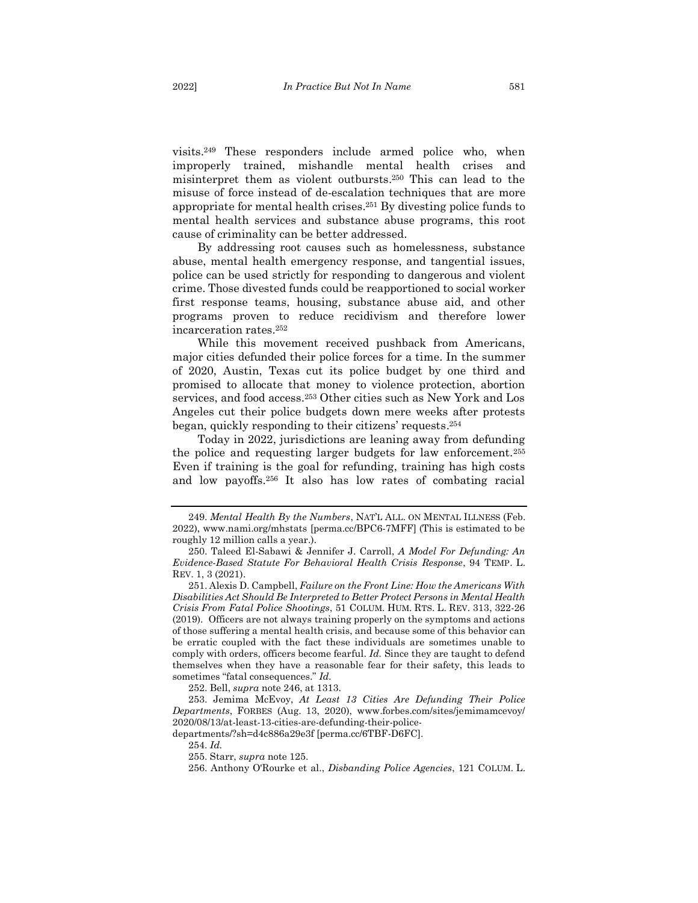visits.[249] These responders include armed police who, when improperly trained, mishandle mental health crises and misinterpret them as violent outbursts.[250] This can lead to the misuse of force instead of de-escalation techniques that are more appropriate for mental health crises.[251] By divesting police funds to mental health services and substance abuse programs, this root cause of criminality can be better addressed.

By addressing root causes such as homelessness, substance abuse, mental health emergency response, and tangential issues, police can be used strictly for responding to dangerous and violent crime. Those divested funds could be reapportioned to social worker first response teams, housing, substance abuse aid, and other programs proven to reduce recidivism and therefore lower incarceration rates.[252]

While this movement received pushback from Americans, major cities defunded their police forces for a time. In the summer of 2020, Austin, Texas cut its police budget by one third and promised to allocate that money to violence protection, abortion services, and food access.[253] Other cities such as New York and Los Angeles cut their police budgets down mere weeks after protests began, quickly responding to their citizens' requests.[254]

Today in 2022, jurisdictions are leaning away from defunding the police and requesting larger budgets for law enforcement.[255] Even if training is the goal for refunding, training has high costs and low payoffs.[256] It also has low rates of combating racial

---

249. *Mental Health By the Numbers*, NAT'L ALL. ON MENTAL ILLNESS (Feb. 2022), www.nami.org/mhstats [perma.cc/BPC6-7MFF] (This is estimated to be roughly 12 million calls a year.).

250. Taleed El-Sabawi & Jennifer J. Carroll, *A Model For Defunding: An Evidence-Based Statute For Behavioral Health Crisis Response*, 94 TEMP. L. REV. 1, 3 (2021).

251. Alexis D. Campbell, *Failure on the Front Line: How the Americans With Disabilities Act Should Be Interpreted to Better Protect Persons in Mental Health Crisis From Fatal Police Shootings*, 51 COLUM. HUM. RTS. L. REV. 313, 322-26 (2019). Officers are not always training properly on the symptoms and actions of those suffering a mental health crisis, and because some of this behavior can be erratic coupled with the fact these individuals are sometimes unable to comply with orders, officers become fearful. *Id.* Since they are taught to defend themselves when they have a reasonable fear for their safety, this leads to sometimes "fatal consequences." *Id.*

252. Bell, *supra* note 246, at 1313.

253. Jemima McEvoy, *At Least 13 Cities Are Defunding Their Police Departments*, FORBES (Aug. 13, 2020), www.forbes.com/sites/jemimamcevoy/2020/08/13/at-least-13-cities-are-defunding-their-police-departments/?sh=d4c886a29e3f [perma.cc/6TBF-D6FC].

254. *Id.*

255. Starr, *supra* note 125.

256. Anthony O'Rourke et al., *Disbanding Police Agencies*, 121 COLUM. L.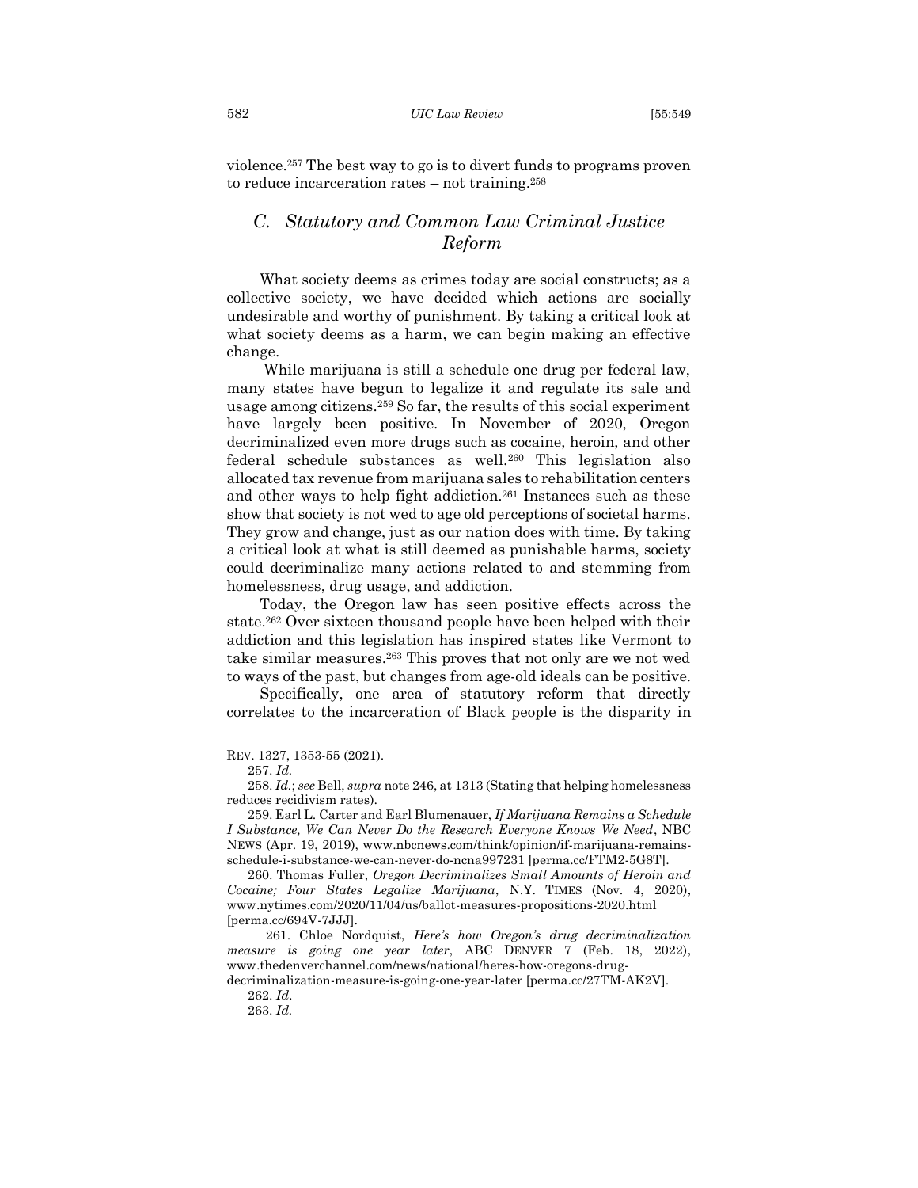violence.[257] The best way to go is to divert funds to programs proven to reduce incarceration rates – not training.[258]

### *C. Statutory and Common Law Criminal Justice Reform*

What society deems as crimes today are social constructs; as a collective society, we have decided which actions are socially undesirable and worthy of punishment. By taking a critical look at what society deems as a harm, we can begin making an effective change.

While marijuana is still a schedule one drug per federal law, many states have begun to legalize it and regulate its sale and usage among citizens.[259] So far, the results of this social experiment have largely been positive. In November of 2020, Oregon decriminalized even more drugs such as cocaine, heroin, and other federal schedule substances as well.[260] This legislation also allocated tax revenue from marijuana sales to rehabilitation centers and other ways to help fight addiction.[261] Instances such as these show that society is not wed to age old perceptions of societal harms. They grow and change, just as our nation does with time. By taking a critical look at what is still deemed as punishable harms, society could decriminalize many actions related to and stemming from homelessness, drug usage, and addiction.

Today, the Oregon law has seen positive effects across the state.[262] Over sixteen thousand people have been helped with their addiction and this legislation has inspired states like Vermont to take similar measures.[263] This proves that not only are we not wed to ways of the past, but changes from age-old ideals can be positive.

Specifically, one area of statutory reform that directly correlates to the incarceration of Black people is the disparity in

---

REV. 1327, 1353-55 (2021).

257. *Id.*

258. *Id.*; *see* Bell, *supra* note 246, at 1313 (Stating that helping homelessness reduces recidivism rates).

259. Earl L. Carter and Earl Blumenauer, *If Marijuana Remains a Schedule I Substance, We Can Never Do the Research Everyone Knows We Need*, NBC NEWS (Apr. 19, 2019), www.nbcnews.com/think/opinion/if-marijuana-remains-schedule-i-substance-we-can-never-do-ncna997231 [perma.cc/FTM2-5G8T].

260. Thomas Fuller, *Oregon Decriminalizes Small Amounts of Heroin and Cocaine; Four States Legalize Marijuana*, N.Y. TIMES (Nov. 4, 2020), www.nytimes.com/2020/11/04/us/ballot-measures-propositions-2020.html [perma.cc/694V-7JJJ].

261. Chloe Nordquist, *Here's how Oregon's drug decriminalization measure is going one year later*, ABC DENVER 7 (Feb. 18, 2022), www.thedenverchannel.com/news/national/heres-how-oregons-drug-decriminalization-measure-is-going-one-year-later [perma.cc/27TM-AK2V].

262. *Id.*

263. *Id.*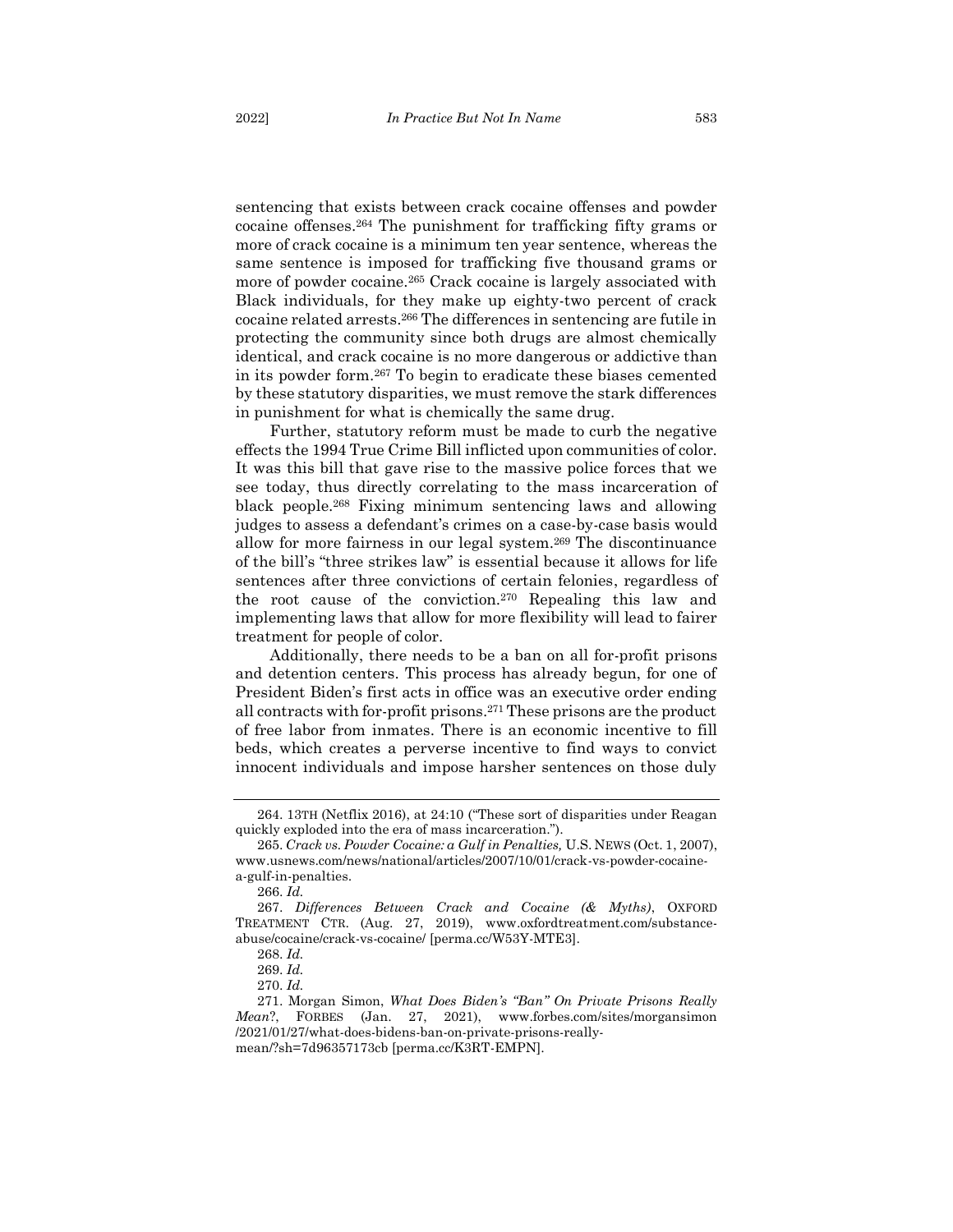sentencing that exists between crack cocaine offenses and powder cocaine offenses.[264] The punishment for trafficking fifty grams or more of crack cocaine is a minimum ten year sentence, whereas the same sentence is imposed for trafficking five thousand grams or more of powder cocaine.[265] Crack cocaine is largely associated with Black individuals, for they make up eighty-two percent of crack cocaine related arrests.[266] The differences in sentencing are futile in protecting the community since both drugs are almost chemically identical, and crack cocaine is no more dangerous or addictive than in its powder form.[267] To begin to eradicate these biases cemented by these statutory disparities, we must remove the stark differences in punishment for what is chemically the same drug.

Further, statutory reform must be made to curb the negative effects the 1994 True Crime Bill inflicted upon communities of color. It was this bill that gave rise to the massive police forces that we see today, thus directly correlating to the mass incarceration of black people.[268] Fixing minimum sentencing laws and allowing judges to assess a defendant's crimes on a case-by-case basis would allow for more fairness in our legal system.[269] The discontinuance of the bill's "three strikes law" is essential because it allows for life sentences after three convictions of certain felonies, regardless of the root cause of the conviction.[270] Repealing this law and implementing laws that allow for more flexibility will lead to fairer treatment for people of color.

Additionally, there needs to be a ban on all for-profit prisons and detention centers. This process has already begun, for one of President Biden's first acts in office was an executive order ending all contracts with for-profit prisons.[271] These prisons are the product of free labor from inmates. There is an economic incentive to fill beds, which creates a perverse incentive to find ways to convict innocent individuals and impose harsher sentences on those duly

---

264. 13TH (Netflix 2016), at 24:10 ("These sort of disparities under Reagan quickly exploded into the era of mass incarceration.").

265. *Crack vs. Powder Cocaine: a Gulf in Penalties,* U.S. NEWS (Oct. 1, 2007), www.usnews.com/news/national/articles/2007/10/01/crack-vs-powder-cocaine-a-gulf-in-penalties.

266. *Id.*

267. *Differences Between Crack and Cocaine (& Myths)*, OXFORD TREATMENT CTR. (Aug. 27, 2019), www.oxfordtreatment.com/substance-abuse/cocaine/crack-vs-cocaine/ [perma.cc/W53Y-MTE3].

268. *Id.*

269. *Id.*

270. *Id.*

271. Morgan Simon, *What Does Biden's "Ban" On Private Prisons Really Mean*?, FORBES (Jan. 27, 2021), www.forbes.com/sites/morgansimon/2021/01/27/what-does-bidens-ban-on-private-prisons-really-mean/?sh=7d96357173cb [perma.cc/K3RT-EMPN].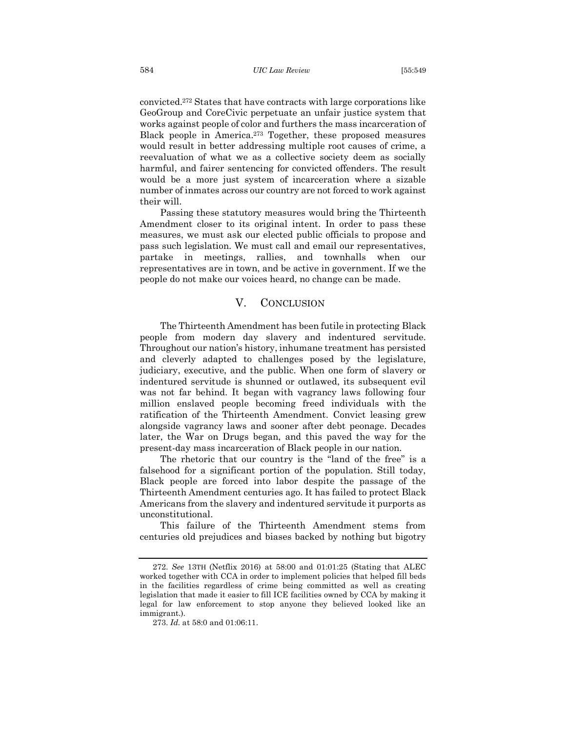convicted.[272] States that have contracts with large corporations like GeoGroup and CoreCivic perpetuate an unfair justice system that works against people of color and furthers the mass incarceration of Black people in America.[273] Together, these proposed measures would result in better addressing multiple root causes of crime, a reevaluation of what we as a collective society deem as socially harmful, and fairer sentencing for convicted offenders. The result would be a more just system of incarceration where a sizable number of inmates across our country are not forced to work against their will.

Passing these statutory measures would bring the Thirteenth Amendment closer to its original intent. In order to pass these measures, we must ask our elected public officials to propose and pass such legislation. We must call and email our representatives, partake in meetings, rallies, and townhalls when our representatives are in town, and be active in government. If we the people do not make our voices heard, no change can be made.

## V. Conclusion

The Thirteenth Amendment has been futile in protecting Black people from modern day slavery and indentured servitude. Throughout our nation's history, inhumane treatment has persisted and cleverly adapted to challenges posed by the legislature, judiciary, executive, and the public. When one form of slavery or indentured servitude is shunned or outlawed, its subsequent evil was not far behind. It began with vagrancy laws following four million enslaved people becoming freed individuals with the ratification of the Thirteenth Amendment. Convict leasing grew alongside vagrancy laws and sooner after debt peonage. Decades later, the War on Drugs began, and this paved the way for the present-day mass incarceration of Black people in our nation.

The rhetoric that our country is the "land of the free" is a falsehood for a significant portion of the population. Still today, Black people are forced into labor despite the passage of the Thirteenth Amendment centuries ago. It has failed to protect Black Americans from the slavery and indentured servitude it purports as unconstitutional.

This failure of the Thirteenth Amendment stems from centuries old prejudices and biases backed by nothing but bigotry

---

272. *See* 13TH (Netflix 2016) at 58:00 and 01:01:25 (Stating that ALEC worked together with CCA in order to implement policies that helped fill beds in the facilities regardless of crime being committed as well as creating legislation that made it easier to fill ICE facilities owned by CCA by making it legal for law enforcement to stop anyone they believed looked like an immigrant.).

273. *Id.* at 58:0 and 01:06:11.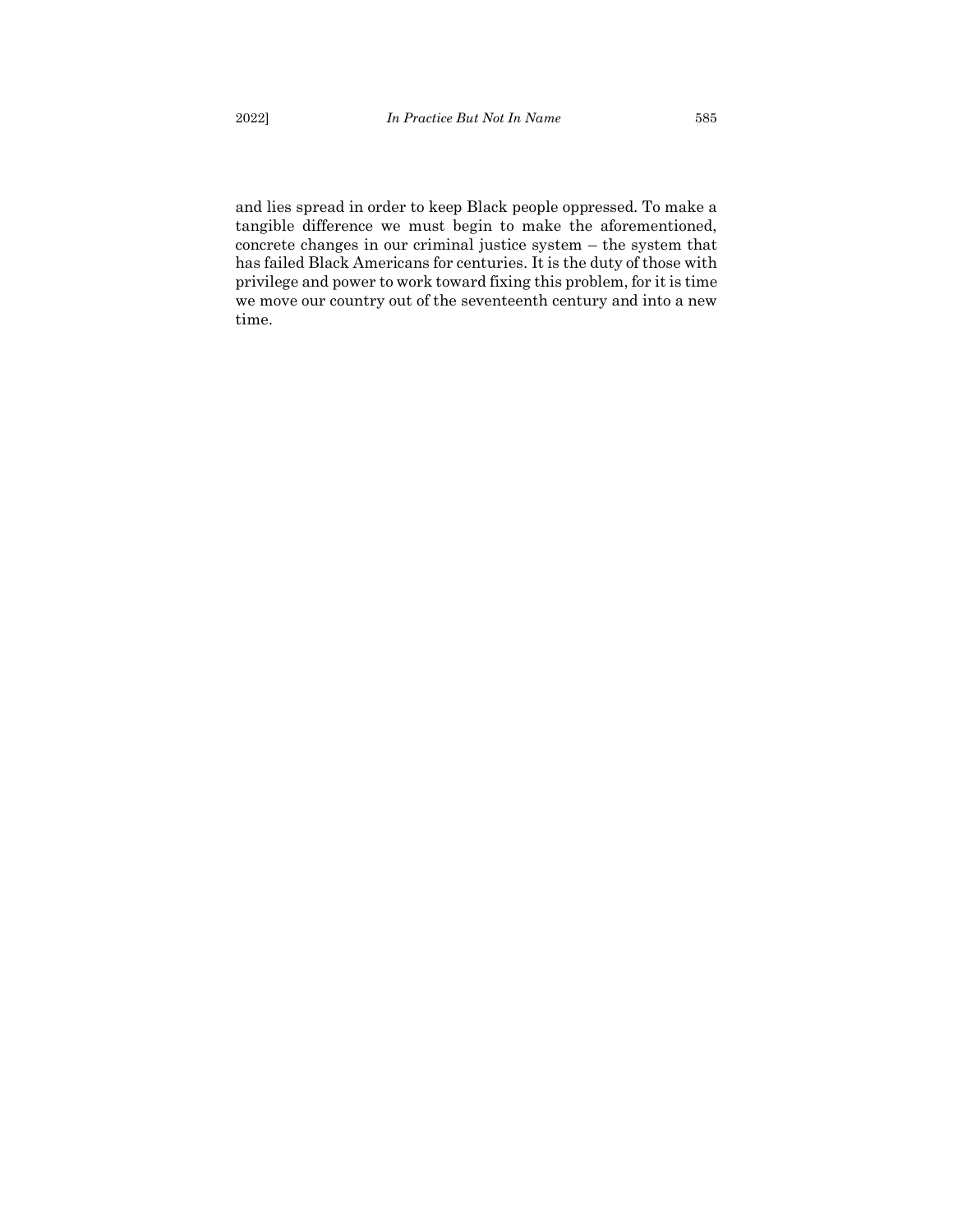and lies spread in order to keep Black people oppressed. To make a tangible difference we must begin to make the aforementioned, concrete changes in our criminal justice system – the system that has failed Black Americans for centuries. It is the duty of those with privilege and power to work toward fixing this problem, for it is time we move our country out of the seventeenth century and into a new time.